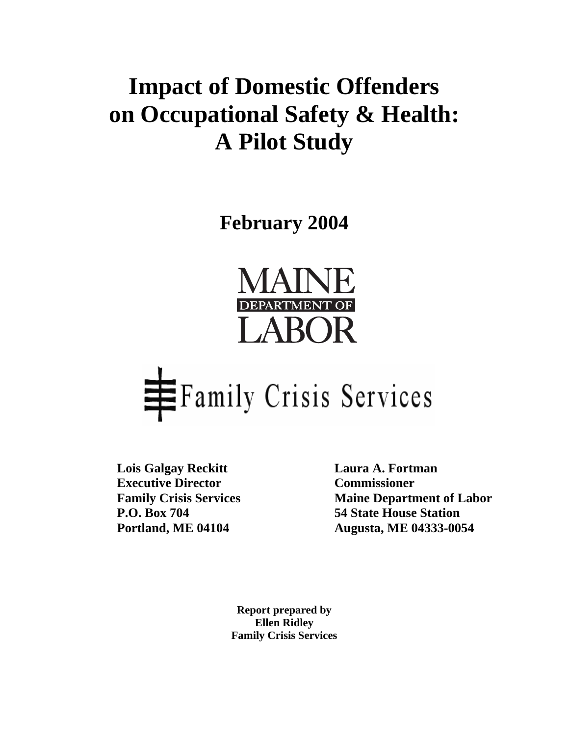# Impact of Domestic Offenders on Occupational Safety & Health: A Pilot Study

**February 2004**

MAINE DEPARTMENT OF LABOR

Family Crisis Services

**Lois Galgay Reckitt**
**Executive Director**
**Family Crisis Services**
**P.O. Box 704**
**Portland, ME 04104**

**Laura A. Fortman**
**Commissioner**
**Maine Department of Labor**
**54 State House Station**
**Augusta, ME 04333-0054**

**Report prepared by**
**Ellen Ridley**
**Family Crisis Services**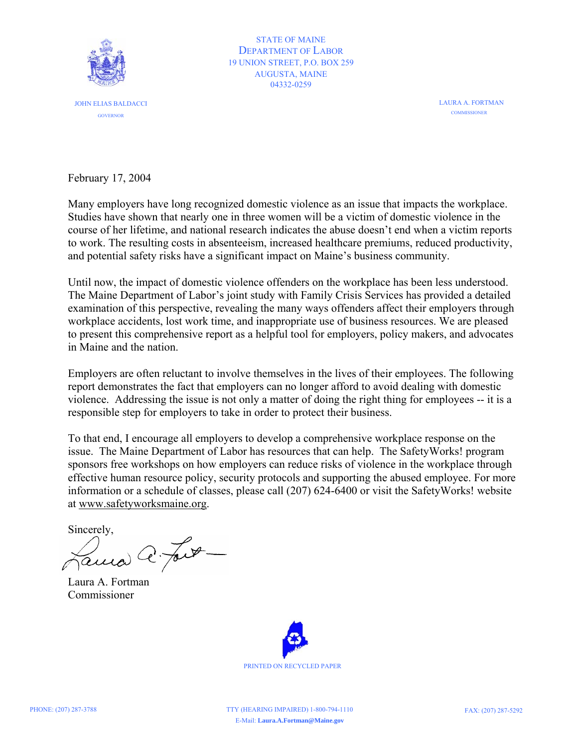STATE OF MAINE
DEPARTMENT OF LABOR
19 UNION STREET, P.O. BOX 259
AUGUSTA, MAINE
04332-0259

JOHN ELIAS BALDACCI
GOVERNOR

LAURA A. FORTMAN
COMMISSIONER

February 17, 2004

Many employers have long recognized domestic violence as an issue that impacts the workplace. Studies have shown that nearly one in three women will be a victim of domestic violence in the course of her lifetime, and national research indicates the abuse doesn't end when a victim reports to work. The resulting costs in absenteeism, increased healthcare premiums, reduced productivity, and potential safety risks have a significant impact on Maine's business community.

Until now, the impact of domestic violence offenders on the workplace has been less understood. The Maine Department of Labor's joint study with Family Crisis Services has provided a detailed examination of this perspective, revealing the many ways offenders affect their employers through workplace accidents, lost work time, and inappropriate use of business resources. We are pleased to present this comprehensive report as a helpful tool for employers, policy makers, and advocates in Maine and the nation.

Employers are often reluctant to involve themselves in the lives of their employees. The following report demonstrates the fact that employers can no longer afford to avoid dealing with domestic violence. Addressing the issue is not only a matter of doing the right thing for employees -- it is a responsible step for employers to take in order to protect their business.

To that end, I encourage all employers to develop a comprehensive workplace response on the issue. The Maine Department of Labor has resources that can help. The SafetyWorks! program sponsors free workshops on how employers can reduce risks of violence in the workplace through effective human resource policy, security protocols and supporting the abused employee. For more information or a schedule of classes, please call (207) 624-6400 or visit the SafetyWorks! website at www.safetyworksmaine.org.

Sincerely,

Laura A. Fortman
Commissioner

PRINTED ON RECYCLED PAPER

PHONE: (207) 287-3788 TTY (HEARING IMPAIRED) 1-800-794-1110 FAX: (207) 287-5292
E-Mail: **Laura.A.Fortman@Maine.gov**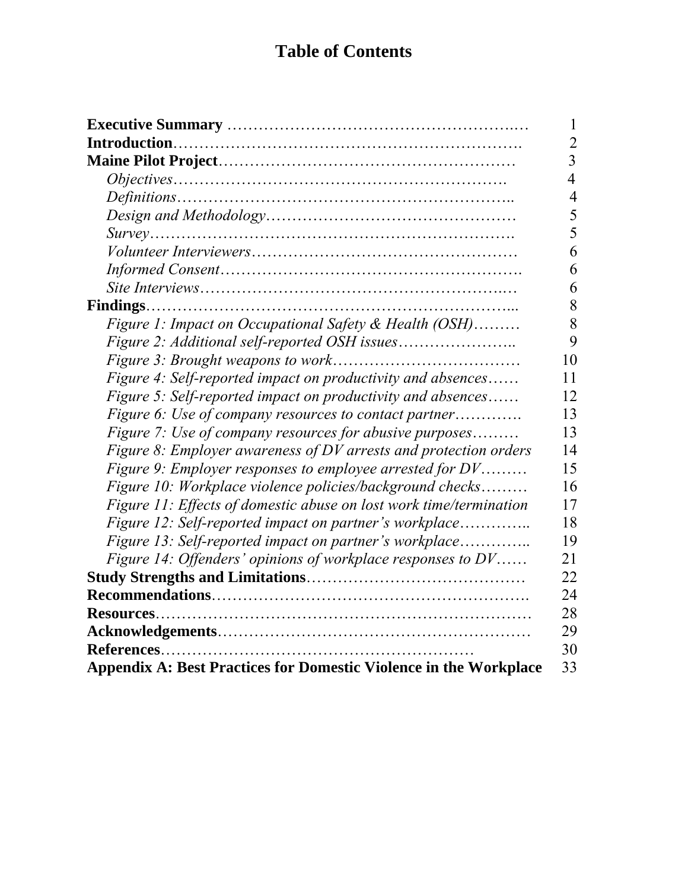# Table of Contents

| | |
|---|---|
| **Executive Summary** | 1 |
| **Introduction** | 2 |
| **Maine Pilot Project** | 3 |
| *Objectives* | 4 |
| *Definitions* | 4 |
| *Design and Methodology* | 5 |
| *Survey* | 5 |
| *Volunteer Interviewers* | 6 |
| *Informed Consent* | 6 |
| *Site Interviews* | 6 |
| **Findings** | 8 |
| *Figure 1: Impact on Occupational Safety & Health (OSH)* | 8 |
| *Figure 2: Additional self-reported OSH issues* | 9 |
| *Figure 3: Brought weapons to work* | 10 |
| *Figure 4: Self-reported impact on productivity and absences* | 11 |
| *Figure 5: Self-reported impact on productivity and absences* | 12 |
| *Figure 6: Use of company resources to contact partner* | 13 |
| *Figure 7: Use of company resources for abusive purposes* | 13 |
| *Figure 8: Employer awareness of DV arrests and protection orders* | 14 |
| *Figure 9: Employer responses to employee arrested for DV* | 15 |
| *Figure 10: Workplace violence policies/background checks* | 16 |
| *Figure 11: Effects of domestic abuse on lost work time/termination* | 17 |
| *Figure 12: Self-reported impact on partner's workplace* | 18 |
| *Figure 13: Self-reported impact on partner's workplace* | 19 |
| *Figure 14: Offenders' opinions of workplace responses to DV* | 21 |
| **Study Strengths and Limitations** | 22 |
| **Recommendations** | 24 |
| **Resources** | 28 |
| **Acknowledgements** | 29 |
| **References** | 30 |
| **Appendix A: Best Practices for Domestic Violence in the Workplace** | 33 |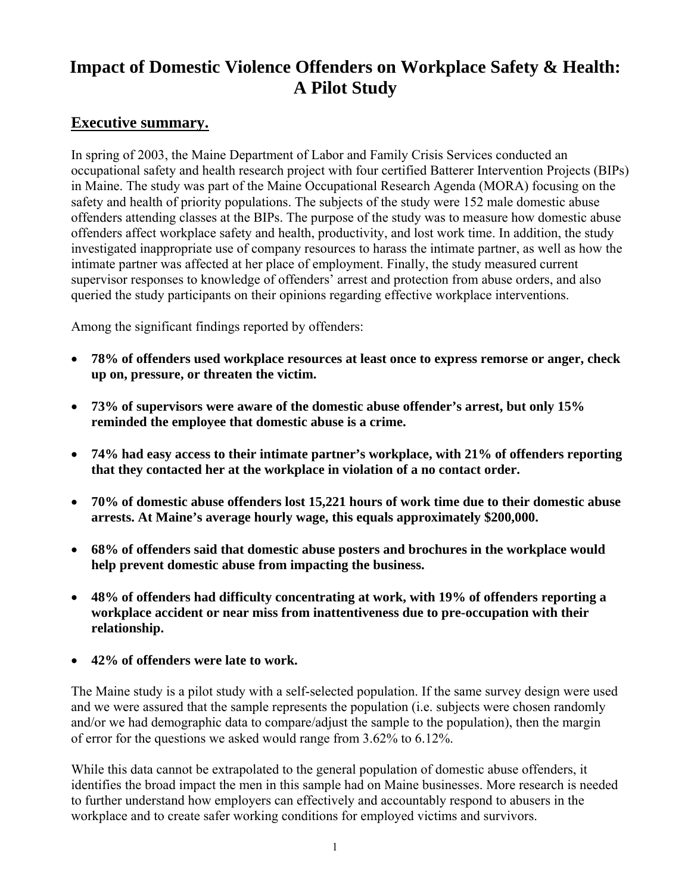# Impact of Domestic Violence Offenders on Workplace Safety & Health: A Pilot Study

## Executive summary.

In spring of 2003, the Maine Department of Labor and Family Crisis Services conducted an occupational safety and health research project with four certified Batterer Intervention Projects (BIPs) in Maine. The study was part of the Maine Occupational Research Agenda (MORA) focusing on the safety and health of priority populations. The subjects of the study were 152 male domestic abuse offenders attending classes at the BIPs. The purpose of the study was to measure how domestic abuse offenders affect workplace safety and health, productivity, and lost work time. In addition, the study investigated inappropriate use of company resources to harass the intimate partner, as well as how the intimate partner was affected at her place of employment. Finally, the study measured current supervisor responses to knowledge of offenders' arrest and protection from abuse orders, and also queried the study participants on their opinions regarding effective workplace interventions.

Among the significant findings reported by offenders:

- **78% of offenders used workplace resources at least once to express remorse or anger, check up on, pressure, or threaten the victim.**
- **73% of supervisors were aware of the domestic abuse offender's arrest, but only 15% reminded the employee that domestic abuse is a crime.**
- **74% had easy access to their intimate partner's workplace, with 21% of offenders reporting that they contacted her at the workplace in violation of a no contact order.**
- **70% of domestic abuse offenders lost 15,221 hours of work time due to their domestic abuse arrests. At Maine's average hourly wage, this equals approximately $200,000.**
- **68% of offenders said that domestic abuse posters and brochures in the workplace would help prevent domestic abuse from impacting the business.**
- **48% of offenders had difficulty concentrating at work, with 19% of offenders reporting a workplace accident or near miss from inattentiveness due to pre-occupation with their relationship.**
- **42% of offenders were late to work.**

The Maine study is a pilot study with a self-selected population. If the same survey design were used and we were assured that the sample represents the population (i.e. subjects were chosen randomly and/or we had demographic data to compare/adjust the sample to the population), then the margin of error for the questions we asked would range from 3.62% to 6.12%.

While this data cannot be extrapolated to the general population of domestic abuse offenders, it identifies the broad impact the men in this sample had on Maine businesses. More research is needed to further understand how employers can effectively and accountably respond to abusers in the workplace and to create safer working conditions for employed victims and survivors.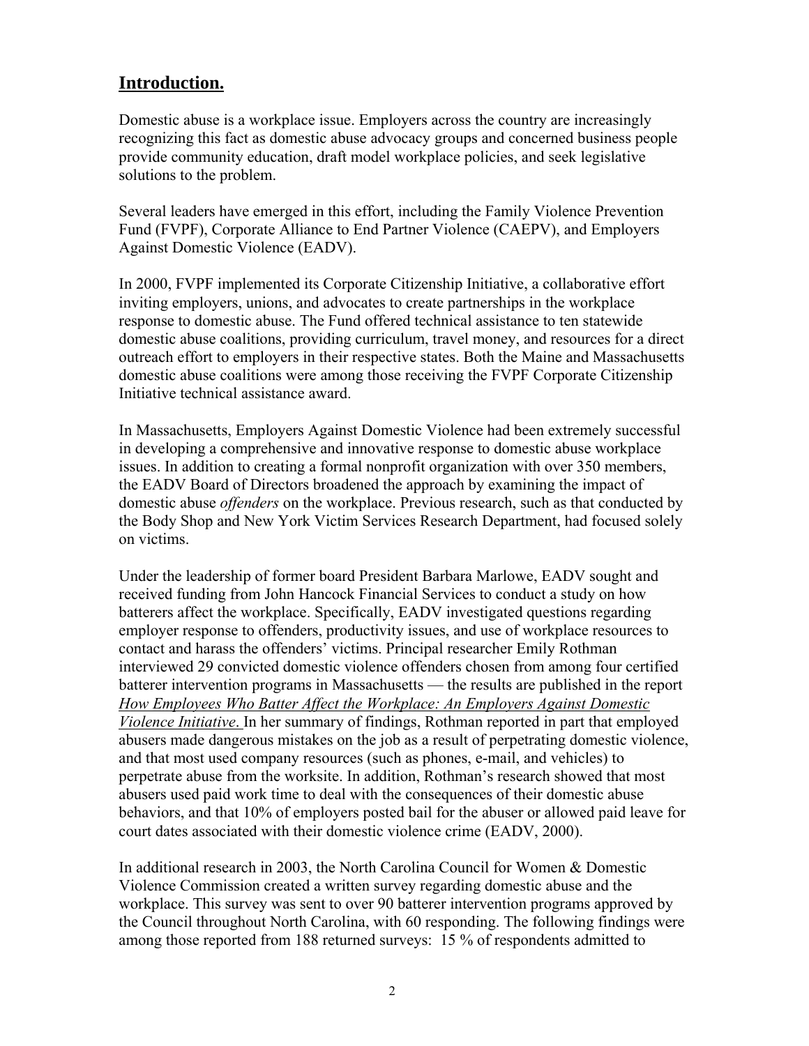## **Introduction.**

Domestic abuse is a workplace issue. Employers across the country are increasingly recognizing this fact as domestic abuse advocacy groups and concerned business people provide community education, draft model workplace policies, and seek legislative solutions to the problem.

Several leaders have emerged in this effort, including the Family Violence Prevention Fund (FVPF), Corporate Alliance to End Partner Violence (CAEPV), and Employers Against Domestic Violence (EADV).

In 2000, FVPF implemented its Corporate Citizenship Initiative, a collaborative effort inviting employers, unions, and advocates to create partnerships in the workplace response to domestic abuse. The Fund offered technical assistance to ten statewide domestic abuse coalitions, providing curriculum, travel money, and resources for a direct outreach effort to employers in their respective states. Both the Maine and Massachusetts domestic abuse coalitions were among those receiving the FVPF Corporate Citizenship Initiative technical assistance award.

In Massachusetts, Employers Against Domestic Violence had been extremely successful in developing a comprehensive and innovative response to domestic abuse workplace issues. In addition to creating a formal nonprofit organization with over 350 members, the EADV Board of Directors broadened the approach by examining the impact of domestic abuse *offenders* on the workplace. Previous research, such as that conducted by the Body Shop and New York Victim Services Research Department, had focused solely on victims.

Under the leadership of former board President Barbara Marlowe, EADV sought and received funding from John Hancock Financial Services to conduct a study on how batterers affect the workplace. Specifically, EADV investigated questions regarding employer response to offenders, productivity issues, and use of workplace resources to contact and harass the offenders' victims. Principal researcher Emily Rothman interviewed 29 convicted domestic violence offenders chosen from among four certified batterer intervention programs in Massachusetts — the results are published in the report *How Employees Who Batter Affect the Workplace: An Employers Against Domestic Violence Initiative*. In her summary of findings, Rothman reported in part that employed abusers made dangerous mistakes on the job as a result of perpetrating domestic violence, and that most used company resources (such as phones, e-mail, and vehicles) to perpetrate abuse from the worksite. In addition, Rothman's research showed that most abusers used paid work time to deal with the consequences of their domestic abuse behaviors, and that 10% of employers posted bail for the abuser or allowed paid leave for court dates associated with their domestic violence crime (EADV, 2000).

In additional research in 2003, the North Carolina Council for Women & Domestic Violence Commission created a written survey regarding domestic abuse and the workplace. This survey was sent to over 90 batterer intervention programs approved by the Council throughout North Carolina, with 60 responding. The following findings were among those reported from 188 returned surveys: 15 % of respondents admitted to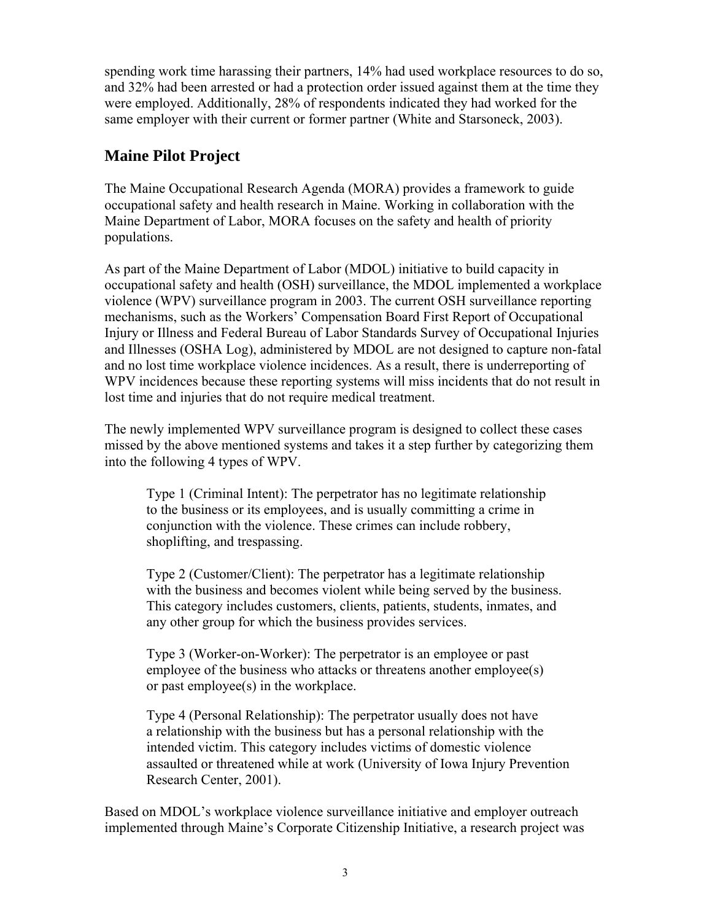spending work time harassing their partners, 14% had used workplace resources to do so, and 32% had been arrested or had a protection order issued against them at the time they were employed. Additionally, 28% of respondents indicated they had worked for the same employer with their current or former partner (White and Starsoneck, 2003).

## Maine Pilot Project

The Maine Occupational Research Agenda (MORA) provides a framework to guide occupational safety and health research in Maine. Working in collaboration with the Maine Department of Labor, MORA focuses on the safety and health of priority populations.

As part of the Maine Department of Labor (MDOL) initiative to build capacity in occupational safety and health (OSH) surveillance, the MDOL implemented a workplace violence (WPV) surveillance program in 2003. The current OSH surveillance reporting mechanisms, such as the Workers' Compensation Board First Report of Occupational Injury or Illness and Federal Bureau of Labor Standards Survey of Occupational Injuries and Illnesses (OSHA Log), administered by MDOL are not designed to capture non-fatal and no lost time workplace violence incidences. As a result, there is underreporting of WPV incidences because these reporting systems will miss incidents that do not result in lost time and injuries that do not require medical treatment.

The newly implemented WPV surveillance program is designed to collect these cases missed by the above mentioned systems and takes it a step further by categorizing them into the following 4 types of WPV.

> Type 1 (Criminal Intent): The perpetrator has no legitimate relationship to the business or its employees, and is usually committing a crime in conjunction with the violence. These crimes can include robbery, shoplifting, and trespassing.
>
> Type 2 (Customer/Client): The perpetrator has a legitimate relationship with the business and becomes violent while being served by the business. This category includes customers, clients, patients, students, inmates, and any other group for which the business provides services.
>
> Type 3 (Worker-on-Worker): The perpetrator is an employee or past employee of the business who attacks or threatens another employee(s) or past employee(s) in the workplace.
>
> Type 4 (Personal Relationship): The perpetrator usually does not have a relationship with the business but has a personal relationship with the intended victim. This category includes victims of domestic violence assaulted or threatened while at work (University of Iowa Injury Prevention Research Center, 2001).

Based on MDOL's workplace violence surveillance initiative and employer outreach implemented through Maine's Corporate Citizenship Initiative, a research project was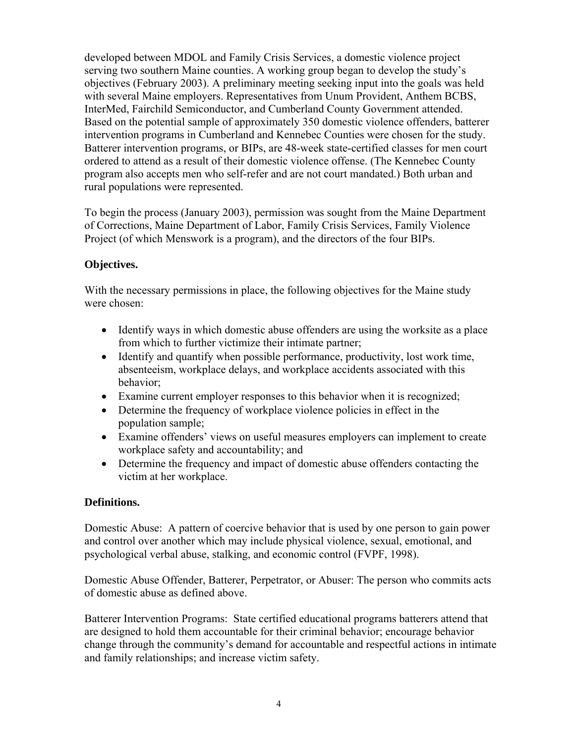developed between MDOL and Family Crisis Services, a domestic violence project serving two southern Maine counties. A working group began to develop the study's objectives (February 2003). A preliminary meeting seeking input into the goals was held with several Maine employers. Representatives from Unum Provident, Anthem BCBS, InterMed, Fairchild Semiconductor, and Cumberland County Government attended. Based on the potential sample of approximately 350 domestic violence offenders, batterer intervention programs in Cumberland and Kennebec Counties were chosen for the study. Batterer intervention programs, or BIPs, are 48-week state-certified classes for men court ordered to attend as a result of their domestic violence offense. (The Kennebec County program also accepts men who self-refer and are not court mandated.) Both urban and rural populations were represented.

To begin the process (January 2003), permission was sought from the Maine Department of Corrections, Maine Department of Labor, Family Crisis Services, Family Violence Project (of which Menswork is a program), and the directors of the four BIPs.

**Objectives.**

With the necessary permissions in place, the following objectives for the Maine study were chosen:

- Identify ways in which domestic abuse offenders are using the worksite as a place from which to further victimize their intimate partner;
- Identify and quantify when possible performance, productivity, lost work time, absenteeism, workplace delays, and workplace accidents associated with this behavior;
- Examine current employer responses to this behavior when it is recognized;
- Determine the frequency of workplace violence policies in effect in the population sample;
- Examine offenders' views on useful measures employers can implement to create workplace safety and accountability; and
- Determine the frequency and impact of domestic abuse offenders contacting the victim at her workplace.

**Definitions.**

Domestic Abuse: A pattern of coercive behavior that is used by one person to gain power and control over another which may include physical violence, sexual, emotional, and psychological verbal abuse, stalking, and economic control (FVPF, 1998).

Domestic Abuse Offender, Batterer, Perpetrator, or Abuser: The person who commits acts of domestic abuse as defined above.

Batterer Intervention Programs: State certified educational programs batterers attend that are designed to hold them accountable for their criminal behavior; encourage behavior change through the community's demand for accountable and respectful actions in intimate and family relationships; and increase victim safety.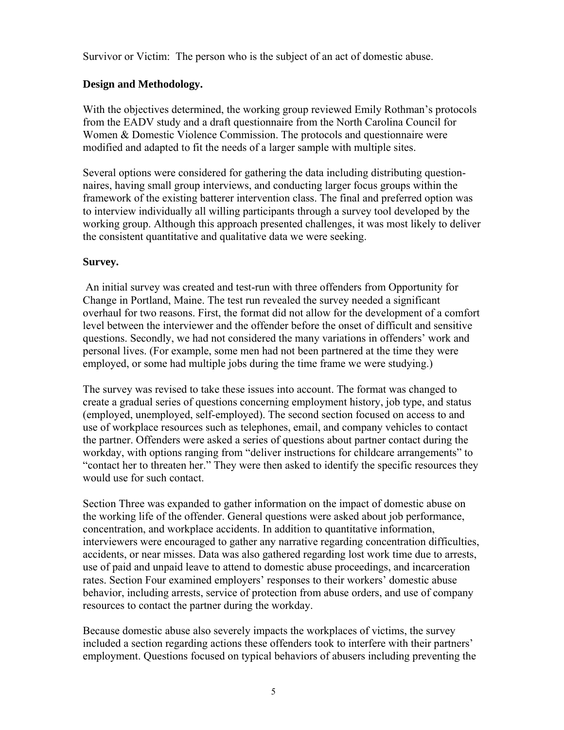Survivor or Victim: The person who is the subject of an act of domestic abuse.

**Design and Methodology.**

With the objectives determined, the working group reviewed Emily Rothman's protocols from the EADV study and a draft questionnaire from the North Carolina Council for Women & Domestic Violence Commission. The protocols and questionnaire were modified and adapted to fit the needs of a larger sample with multiple sites.

Several options were considered for gathering the data including distributing questionnaires, having small group interviews, and conducting larger focus groups within the framework of the existing batterer intervention class. The final and preferred option was to interview individually all willing participants through a survey tool developed by the working group. Although this approach presented challenges, it was most likely to deliver the consistent quantitative and qualitative data we were seeking.

**Survey.**

An initial survey was created and test-run with three offenders from Opportunity for Change in Portland, Maine. The test run revealed the survey needed a significant overhaul for two reasons. First, the format did not allow for the development of a comfort level between the interviewer and the offender before the onset of difficult and sensitive questions. Secondly, we had not considered the many variations in offenders' work and personal lives. (For example, some men had not been partnered at the time they were employed, or some had multiple jobs during the time frame we were studying.)

The survey was revised to take these issues into account. The format was changed to create a gradual series of questions concerning employment history, job type, and status (employed, unemployed, self-employed). The second section focused on access to and use of workplace resources such as telephones, email, and company vehicles to contact the partner. Offenders were asked a series of questions about partner contact during the workday, with options ranging from "deliver instructions for childcare arrangements" to "contact her to threaten her." They were then asked to identify the specific resources they would use for such contact.

Section Three was expanded to gather information on the impact of domestic abuse on the working life of the offender. General questions were asked about job performance, concentration, and workplace accidents. In addition to quantitative information, interviewers were encouraged to gather any narrative regarding concentration difficulties, accidents, or near misses. Data was also gathered regarding lost work time due to arrests, use of paid and unpaid leave to attend to domestic abuse proceedings, and incarceration rates. Section Four examined employers' responses to their workers' domestic abuse behavior, including arrests, service of protection from abuse orders, and use of company resources to contact the partner during the workday.

Because domestic abuse also severely impacts the workplaces of victims, the survey included a section regarding actions these offenders took to interfere with their partners' employment. Questions focused on typical behaviors of abusers including preventing the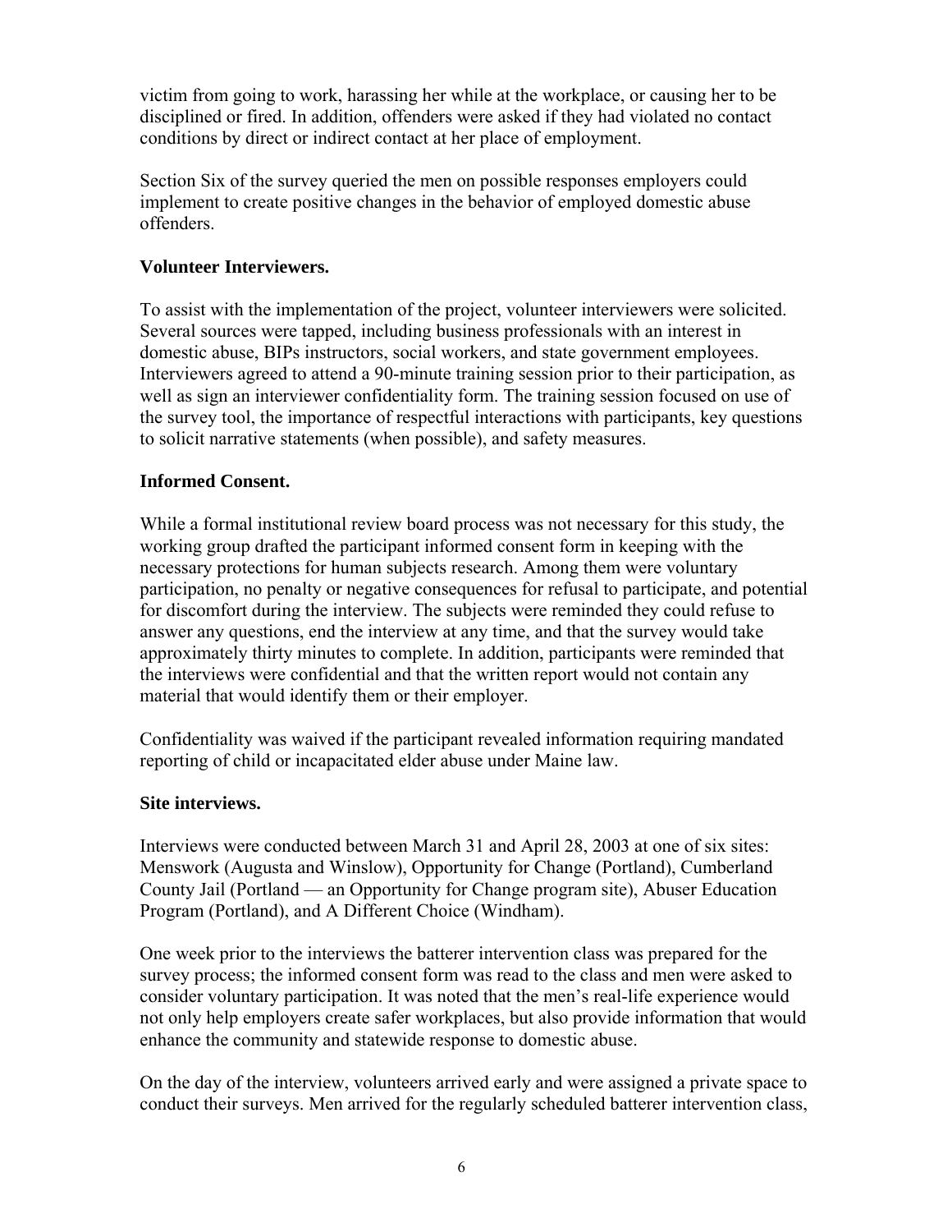victim from going to work, harassing her while at the workplace, or causing her to be disciplined or fired. In addition, offenders were asked if they had violated no contact conditions by direct or indirect contact at her place of employment.

Section Six of the survey queried the men on possible responses employers could implement to create positive changes in the behavior of employed domestic abuse offenders.

**Volunteer Interviewers.**

To assist with the implementation of the project, volunteer interviewers were solicited. Several sources were tapped, including business professionals with an interest in domestic abuse, BIPs instructors, social workers, and state government employees. Interviewers agreed to attend a 90-minute training session prior to their participation, as well as sign an interviewer confidentiality form. The training session focused on use of the survey tool, the importance of respectful interactions with participants, key questions to solicit narrative statements (when possible), and safety measures.

**Informed Consent.**

While a formal institutional review board process was not necessary for this study, the working group drafted the participant informed consent form in keeping with the necessary protections for human subjects research. Among them were voluntary participation, no penalty or negative consequences for refusal to participate, and potential for discomfort during the interview. The subjects were reminded they could refuse to answer any questions, end the interview at any time, and that the survey would take approximately thirty minutes to complete. In addition, participants were reminded that the interviews were confidential and that the written report would not contain any material that would identify them or their employer.

Confidentiality was waived if the participant revealed information requiring mandated reporting of child or incapacitated elder abuse under Maine law.

**Site interviews.**

Interviews were conducted between March 31 and April 28, 2003 at one of six sites: Menswork (Augusta and Winslow), Opportunity for Change (Portland), Cumberland County Jail (Portland — an Opportunity for Change program site), Abuser Education Program (Portland), and A Different Choice (Windham).

One week prior to the interviews the batterer intervention class was prepared for the survey process; the informed consent form was read to the class and men were asked to consider voluntary participation. It was noted that the men's real-life experience would not only help employers create safer workplaces, but also provide information that would enhance the community and statewide response to domestic abuse.

On the day of the interview, volunteers arrived early and were assigned a private space to conduct their surveys. Men arrived for the regularly scheduled batterer intervention class,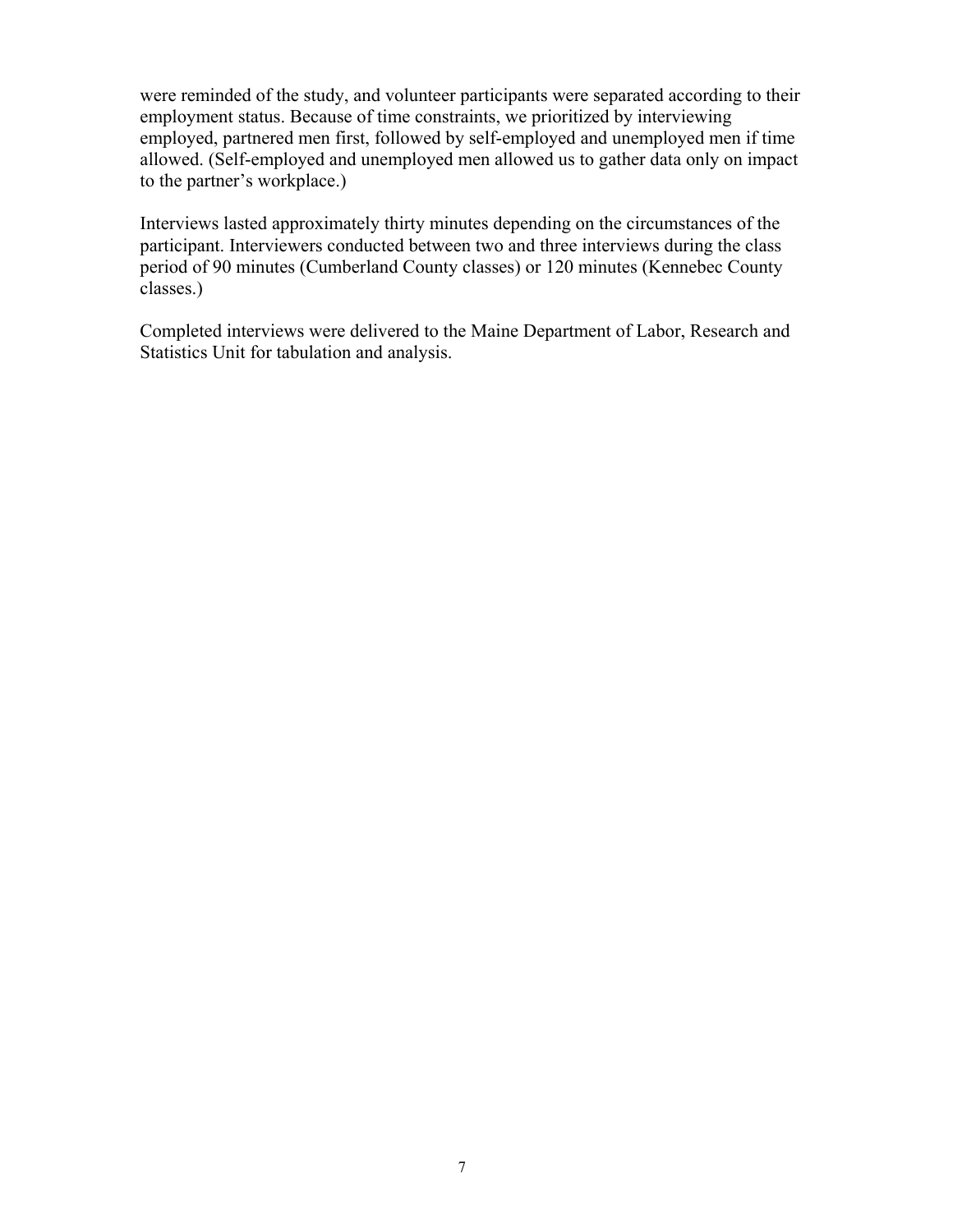were reminded of the study, and volunteer participants were separated according to their employment status. Because of time constraints, we prioritized by interviewing employed, partnered men first, followed by self-employed and unemployed men if time allowed. (Self-employed and unemployed men allowed us to gather data only on impact to the partner's workplace.)

Interviews lasted approximately thirty minutes depending on the circumstances of the participant. Interviewers conducted between two and three interviews during the class period of 90 minutes (Cumberland County classes) or 120 minutes (Kennebec County classes.)

Completed interviews were delivered to the Maine Department of Labor, Research and Statistics Unit for tabulation and analysis.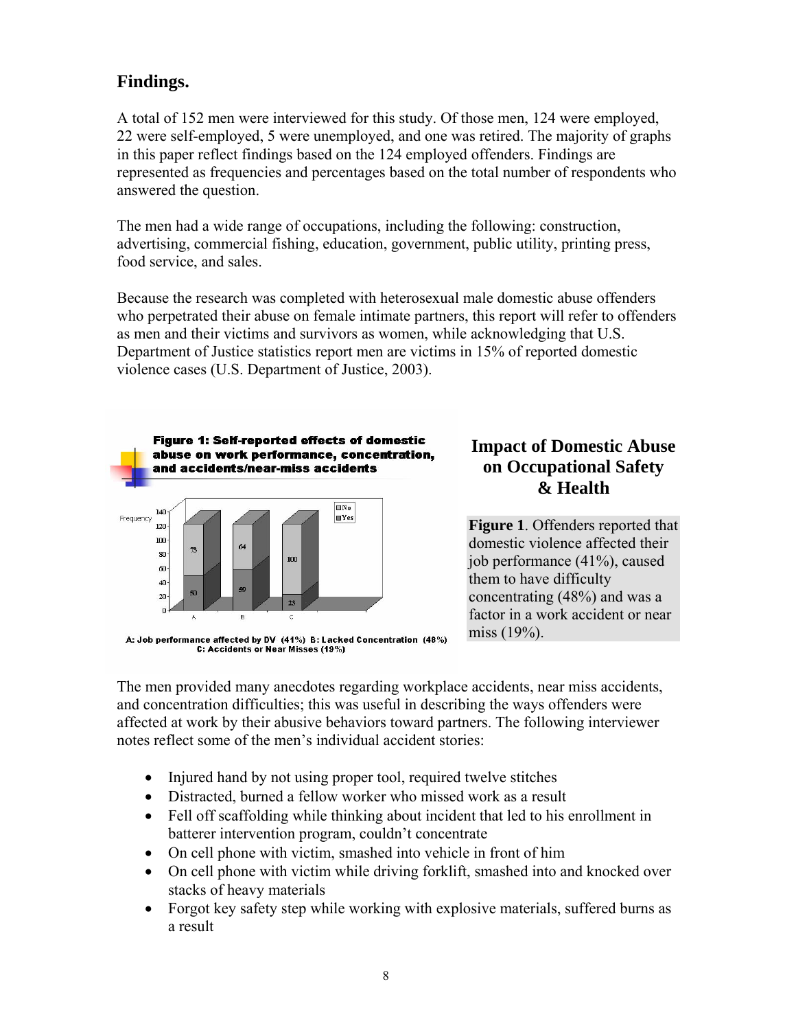## Findings.

A total of 152 men were interviewed for this study. Of those men, 124 were employed, 22 were self-employed, 5 were unemployed, and one was retired. The majority of graphs in this paper reflect findings based on the 124 employed offenders. Findings are represented as frequencies and percentages based on the total number of respondents who answered the question.

The men had a wide range of occupations, including the following: construction, advertising, commercial fishing, education, government, public utility, printing press, food service, and sales.

Because the research was completed with heterosexual male domestic abuse offenders who perpetrated their abuse on female intimate partners, this report will refer to offenders as men and their victims and survivors as women, while acknowledging that U.S. Department of Justice statistics report men are victims in 15% of reported domestic violence cases (U.S. Department of Justice, 2003).

**Figure 1: Self-reported effects of domestic abuse on work performance, concentration, and accidents/near-miss accidents**

| | Yes | No |
|---|---|---|
| A | 50 | 73 |
| B | 59 | 64 |
| C | 23 | 100 |

A: Job performance affected by DV (41%) B: Lacked Concentration (48%) C: Accidents or Near Misses (19%)

## Impact of Domestic Abuse on Occupational Safety & Health

**Figure 1**. Offenders reported that domestic violence affected their job performance (41%), caused them to have difficulty concentrating (48%) and was a factor in a work accident or near miss (19%).

The men provided many anecdotes regarding workplace accidents, near miss accidents, and concentration difficulties; this was useful in describing the ways offenders were affected at work by their abusive behaviors toward partners. The following interviewer notes reflect some of the men's individual accident stories:

- Injured hand by not using proper tool, required twelve stitches
- Distracted, burned a fellow worker who missed work as a result
- Fell off scaffolding while thinking about incident that led to his enrollment in batterer intervention program, couldn't concentrate
- On cell phone with victim, smashed into vehicle in front of him
- On cell phone with victim while driving forklift, smashed into and knocked over stacks of heavy materials
- Forgot key safety step while working with explosive materials, suffered burns as a result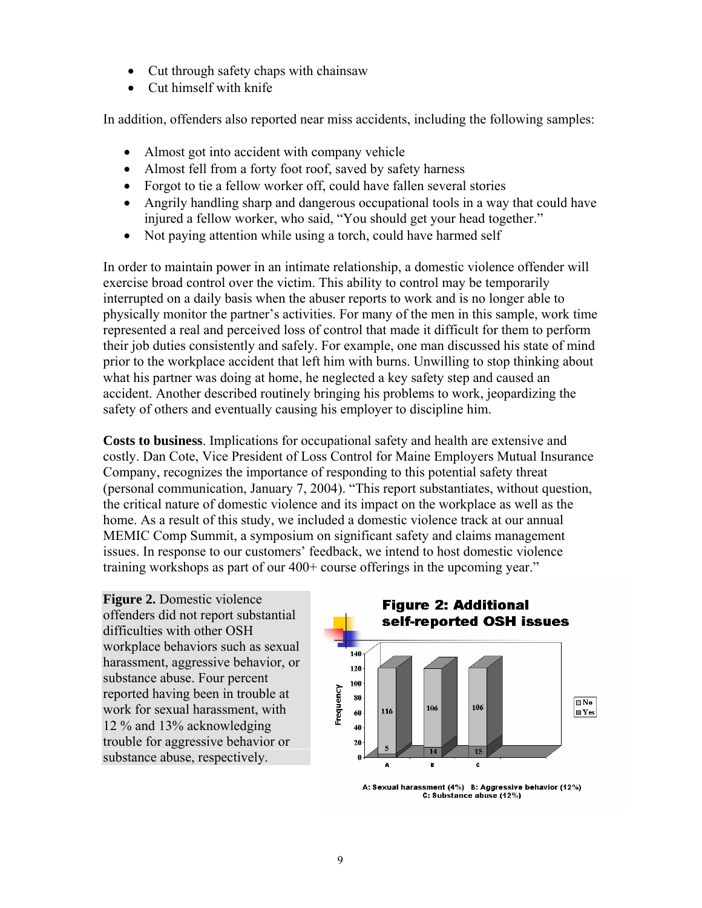- Cut through safety chaps with chainsaw
- Cut himself with knife

In addition, offenders also reported near miss accidents, including the following samples:

- Almost got into accident with company vehicle
- Almost fell from a forty foot roof, saved by safety harness
- Forgot to tie a fellow worker off, could have fallen several stories
- Angrily handling sharp and dangerous occupational tools in a way that could have injured a fellow worker, who said, "You should get your head together."
- Not paying attention while using a torch, could have harmed self

In order to maintain power in an intimate relationship, a domestic violence offender will exercise broad control over the victim. This ability to control may be temporarily interrupted on a daily basis when the abuser reports to work and is no longer able to physically monitor the partner's activities. For many of the men in this sample, work time represented a real and perceived loss of control that made it difficult for them to perform their job duties consistently and safely. For example, one man discussed his state of mind prior to the workplace accident that left him with burns. Unwilling to stop thinking about what his partner was doing at home, he neglected a key safety step and caused an accident. Another described routinely bringing his problems to work, jeopardizing the safety of others and eventually causing his employer to discipline him.

**Costs to business**. Implications for occupational safety and health are extensive and costly. Dan Cote, Vice President of Loss Control for Maine Employers Mutual Insurance Company, recognizes the importance of responding to this potential safety threat (personal communication, January 7, 2004). "This report substantiates, without question, the critical nature of domestic violence and its impact on the workplace as well as the home. As a result of this study, we included a domestic violence track at our annual MEMIC Comp Summit, a symposium on significant safety and claims management issues. In response to our customers' feedback, we intend to host domestic violence training workshops as part of our 400+ course offerings in the upcoming year."

**Figure 2.** Domestic violence offenders did not report substantial difficulties with other OSH workplace behaviors such as sexual harassment, aggressive behavior, or substance abuse. Four percent reported having been in trouble at work for sexual harassment, with 12 % and 13% acknowledging trouble for aggressive behavior or substance abuse, respectively.

**Figure 2: Additional self-reported OSH issues**

| | A | B | C |
|---|---|---|---|
| No | 116 | 106 | 106 |
| Yes | 5 | 14 | 15 |

A: Sexual harassment (4%) B: Aggressive behavior (12%) C: Substance abuse (12%)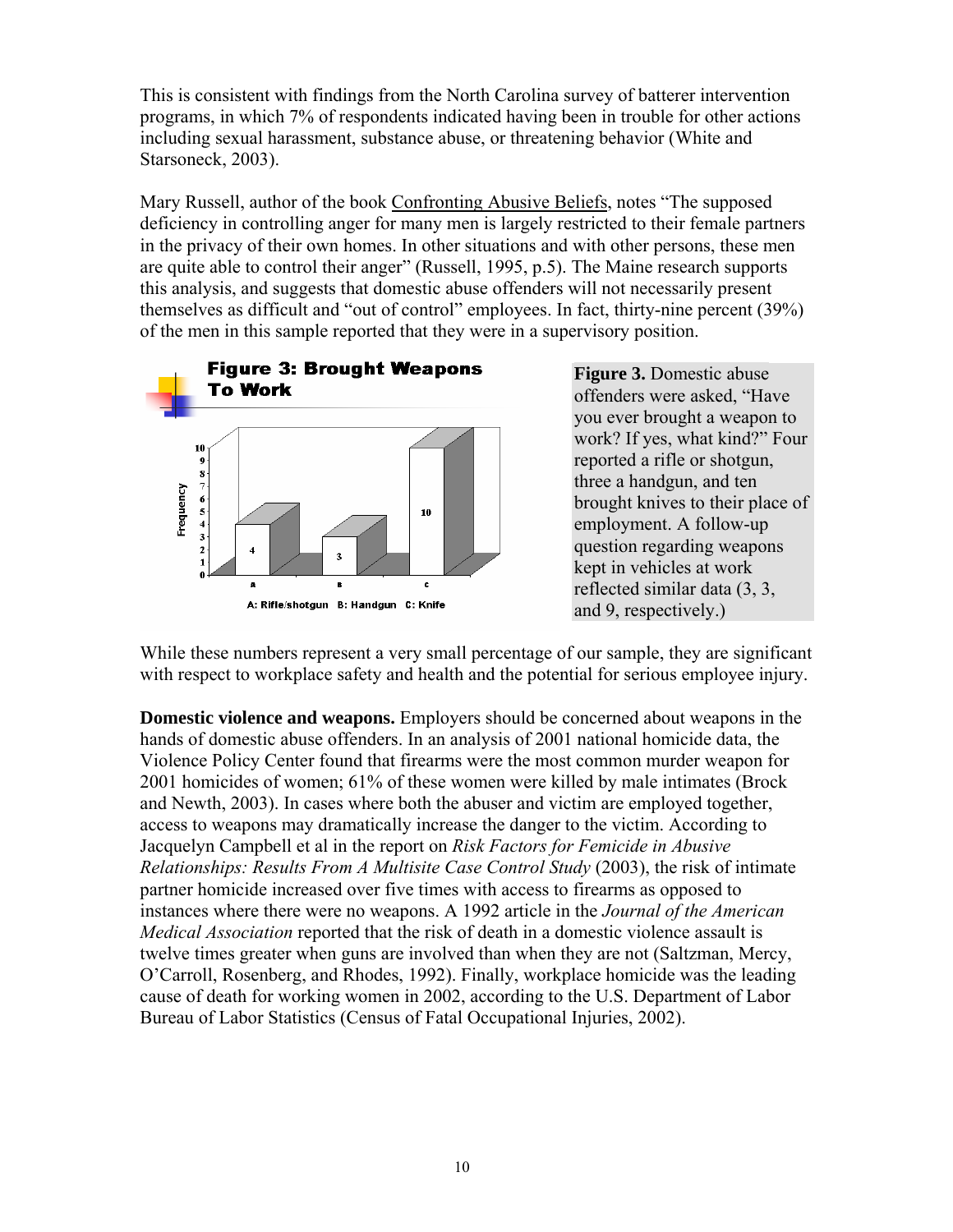This is consistent with findings from the North Carolina survey of batterer intervention programs, in which 7% of respondents indicated having been in trouble for other actions including sexual harassment, substance abuse, or threatening behavior (White and Starsoneck, 2003).

Mary Russell, author of the book Confronting Abusive Beliefs, notes "The supposed deficiency in controlling anger for many men is largely restricted to their female partners in the privacy of their own homes. In other situations and with other persons, these men are quite able to control their anger" (Russell, 1995, p.5). The Maine research supports this analysis, and suggests that domestic abuse offenders will not necessarily present themselves as difficult and "out of control" employees. In fact, thirty-nine percent (39%) of the men in this sample reported that they were in a supervisory position.

**Figure 3: Brought Weapons To Work**

| Category | Frequency |
|---|---|
| A: Rifle/shotgun | 4 |
| B: Handgun | 3 |
| C: Knife | 10 |

**Figure 3.** Domestic abuse offenders were asked, "Have you ever brought a weapon to work? If yes, what kind?" Four reported a rifle or shotgun, three a handgun, and ten brought knives to their place of employment. A follow-up question regarding weapons kept in vehicles at work reflected similar data (3, 3, and 9, respectively.)

While these numbers represent a very small percentage of our sample, they are significant with respect to workplace safety and health and the potential for serious employee injury.

**Domestic violence and weapons.** Employers should be concerned about weapons in the hands of domestic abuse offenders. In an analysis of 2001 national homicide data, the Violence Policy Center found that firearms were the most common murder weapon for 2001 homicides of women; 61% of these women were killed by male intimates (Brock and Newth, 2003). In cases where both the abuser and victim are employed together, access to weapons may dramatically increase the danger to the victim. According to Jacquelyn Campbell et al in the report on *Risk Factors for Femicide in Abusive Relationships: Results From A Multisite Case Control Study* (2003), the risk of intimate partner homicide increased over five times with access to firearms as opposed to instances where there were no weapons. A 1992 article in the *Journal of the American Medical Association* reported that the risk of death in a domestic violence assault is twelve times greater when guns are involved than when they are not (Saltzman, Mercy, O'Carroll, Rosenberg, and Rhodes, 1992). Finally, workplace homicide was the leading cause of death for working women in 2002, according to the U.S. Department of Labor Bureau of Labor Statistics (Census of Fatal Occupational Injuries, 2002).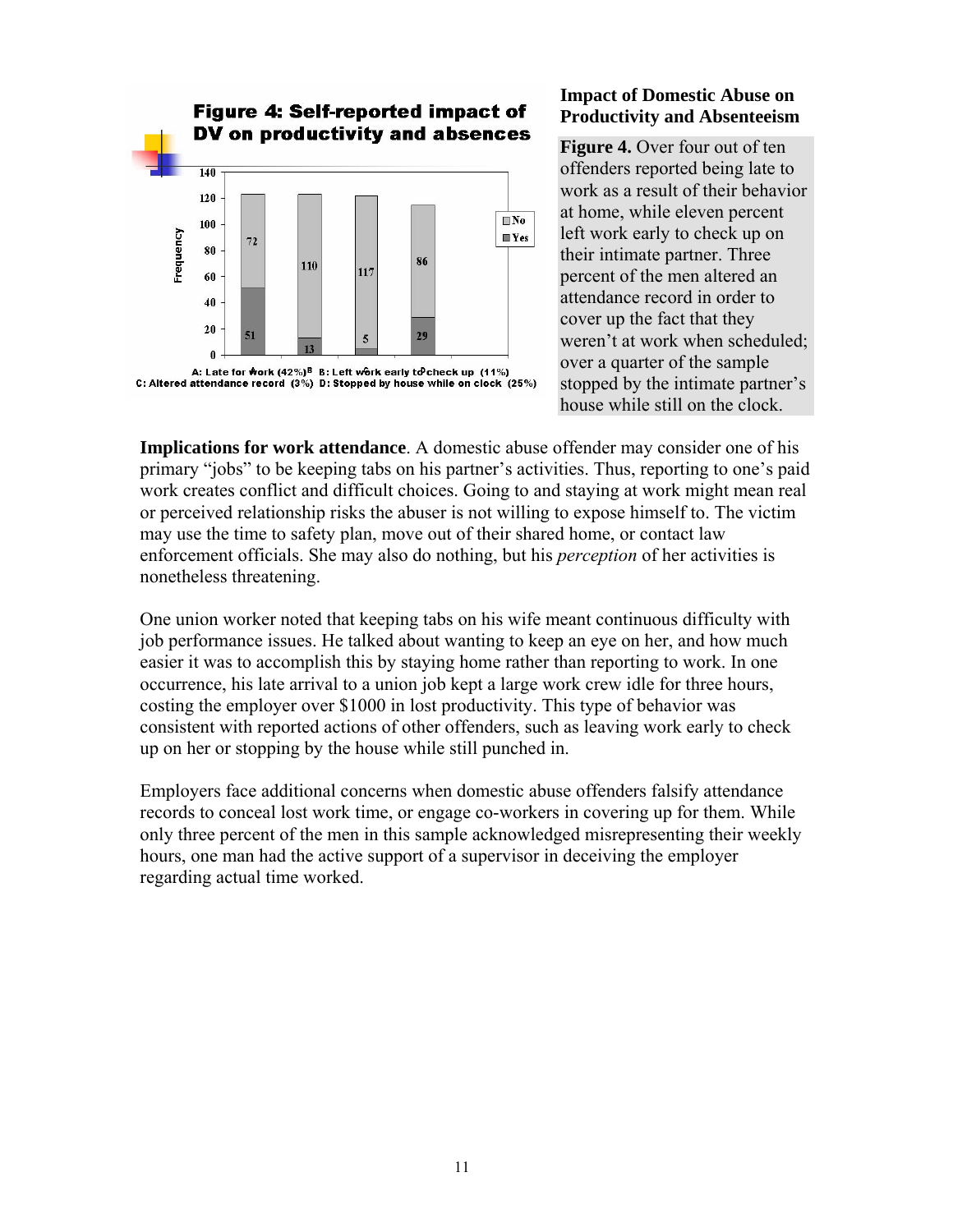**Figure 4: Self-reported impact of DV on productivity and absences**

| | A: Late for work (42%) | B: Left work early to check up (11%) | C: Altered attendance record (3%) | D: Stopped by house while on clock (25%) |
|---|---|---|---|---|
| No | 72 | 110 | 117 | 86 |
| Yes | 51 | 13 | 5 | 29 |

### Impact of Domestic Abuse on Productivity and Absenteeism

**Figure 4.** Over four out of ten offenders reported being late to work as a result of their behavior at home, while eleven percent left work early to check up on their intimate partner. Three percent of the men altered an attendance record in order to cover up the fact that they weren't at work when scheduled; over a quarter of the sample stopped by the intimate partner's house while still on the clock.

**Implications for work attendance**. A domestic abuse offender may consider one of his primary "jobs" to be keeping tabs on his partner's activities. Thus, reporting to one's paid work creates conflict and difficult choices. Going to and staying at work might mean real or perceived relationship risks the abuser is not willing to expose himself to. The victim may use the time to safety plan, move out of their shared home, or contact law enforcement officials. She may also do nothing, but his *perception* of her activities is nonetheless threatening.

One union worker noted that keeping tabs on his wife meant continuous difficulty with job performance issues. He talked about wanting to keep an eye on her, and how much easier it was to accomplish this by staying home rather than reporting to work. In one occurrence, his late arrival to a union job kept a large work crew idle for three hours, costing the employer over $1000 in lost productivity. This type of behavior was consistent with reported actions of other offenders, such as leaving work early to check up on her or stopping by the house while still punched in.

Employers face additional concerns when domestic abuse offenders falsify attendance records to conceal lost work time, or engage co-workers in covering up for them. While only three percent of the men in this sample acknowledged misrepresenting their weekly hours, one man had the active support of a supervisor in deceiving the employer regarding actual time worked.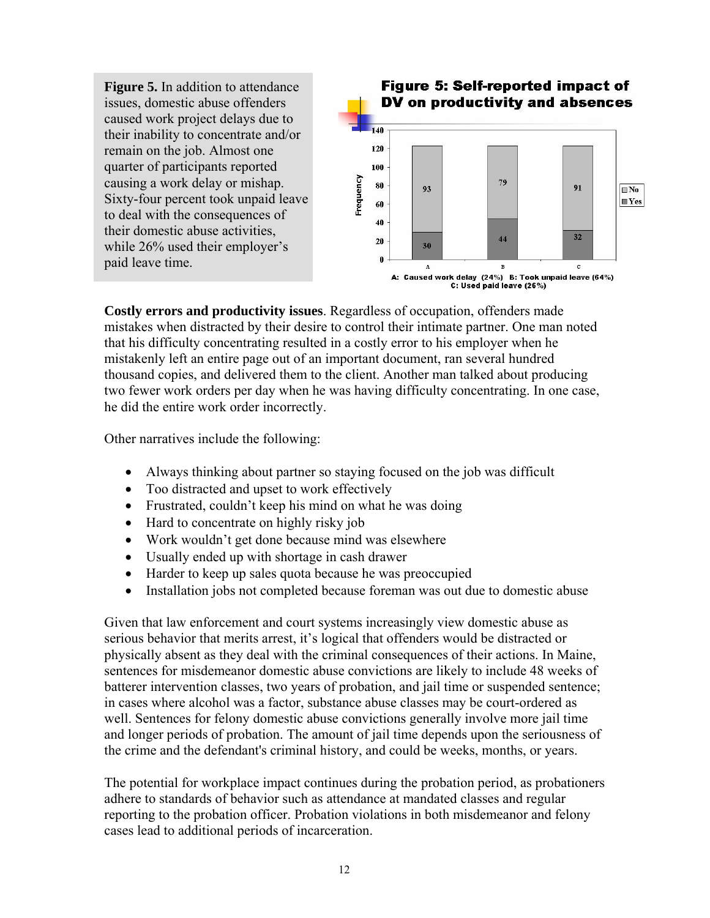**Figure 5.** In addition to attendance issues, domestic abuse offenders caused work project delays due to their inability to concentrate and/or remain on the job. Almost one quarter of participants reported causing a work delay or mishap. Sixty-four percent took unpaid leave to deal with the consequences of their domestic abuse activities, while 26% used their employer's paid leave time.

**Figure 5: Self-reported impact of DV on productivity and absences**

| | A: Caused work delay (24%) | B: Took unpaid leave (64%) | C: Used paid leave (26%) |
|---|---|---|---|
| No | 93 | 79 | 91 |
| Yes | 30 | 44 | 32 |

**Costly errors and productivity issues**. Regardless of occupation, offenders made mistakes when distracted by their desire to control their intimate partner. One man noted that his difficulty concentrating resulted in a costly error to his employer when he mistakenly left an entire page out of an important document, ran several hundred thousand copies, and delivered them to the client. Another man talked about producing two fewer work orders per day when he was having difficulty concentrating. In one case, he did the entire work order incorrectly.

Other narratives include the following:

- Always thinking about partner so staying focused on the job was difficult
- Too distracted and upset to work effectively
- Frustrated, couldn't keep his mind on what he was doing
- Hard to concentrate on highly risky job
- Work wouldn't get done because mind was elsewhere
- Usually ended up with shortage in cash drawer
- Harder to keep up sales quota because he was preoccupied
- Installation jobs not completed because foreman was out due to domestic abuse

Given that law enforcement and court systems increasingly view domestic abuse as serious behavior that merits arrest, it's logical that offenders would be distracted or physically absent as they deal with the criminal consequences of their actions. In Maine, sentences for misdemeanor domestic abuse convictions are likely to include 48 weeks of batterer intervention classes, two years of probation, and jail time or suspended sentence; in cases where alcohol was a factor, substance abuse classes may be court-ordered as well. Sentences for felony domestic abuse convictions generally involve more jail time and longer periods of probation. The amount of jail time depends upon the seriousness of the crime and the defendant's criminal history, and could be weeks, months, or years.

The potential for workplace impact continues during the probation period, as probationers adhere to standards of behavior such as attendance at mandated classes and regular reporting to the probation officer. Probation violations in both misdemeanor and felony cases lead to additional periods of incarceration.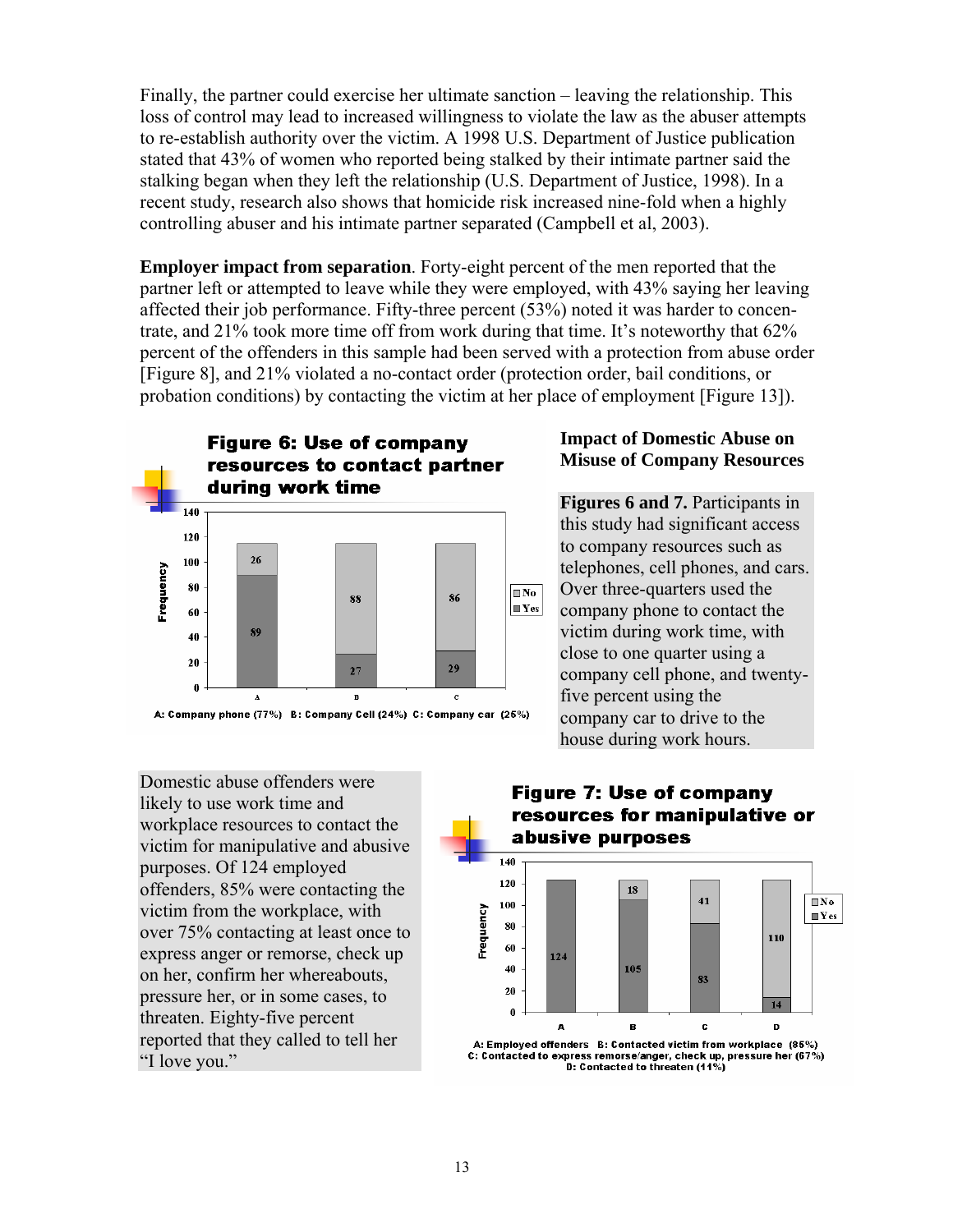Finally, the partner could exercise her ultimate sanction – leaving the relationship. This loss of control may lead to increased willingness to violate the law as the abuser attempts to re-establish authority over the victim. A 1998 U.S. Department of Justice publication stated that 43% of women who reported being stalked by their intimate partner said the stalking began when they left the relationship (U.S. Department of Justice, 1998). In a recent study, research also shows that homicide risk increased nine-fold when a highly controlling abuser and his intimate partner separated (Campbell et al, 2003).

**Employer impact from separation**. Forty-eight percent of the men reported that the partner left or attempted to leave while they were employed, with 43% saying her leaving affected their job performance. Fifty-three percent (53%) noted it was harder to concentrate, and 21% took more time off from work during that time. It's noteworthy that 62% percent of the offenders in this sample had been served with a protection from abuse order [Figure 8], and 21% violated a no-contact order (protection order, bail conditions, or probation conditions) by contacting the victim at her place of employment [Figure 13]).

## Figure 6: Use of company resources to contact partner during work time

| | A | B | C |
|---|---|---|---|
| No | 26 | 88 | 86 |
| Yes | 89 | 27 | 29 |

A: Company phone (77%) B: Company Cell (24%) C: Company car (25%)

### Impact of Domestic Abuse on Misuse of Company Resources

**Figures 6 and 7.** Participants in this study had significant access to company resources such as telephones, cell phones, and cars. Over three-quarters used the company phone to contact the victim during work time, with close to one quarter using a company cell phone, and twenty-five percent using the company car to drive to the house during work hours.

Domestic abuse offenders were likely to use work time and workplace resources to contact the victim for manipulative and abusive purposes. Of 124 employed offenders, 85% were contacting the victim from the workplace, with over 75% contacting at least once to express anger or remorse, check up on her, confirm her whereabouts, pressure her, or in some cases, to threaten. Eighty-five percent reported that they called to tell her "I love you."

## Figure 7: Use of company resources for manipulative or abusive purposes

| | A | B | C | D |
|---|---|---|---|---|
| No | | 18 | 41 | 110 |
| Yes | 124 | 105 | 83 | 14 |

A: Employed offenders B: Contacted victim from workplace (85%)
C: Contacted to express remorse/anger, check up, pressure her (67%)
D: Contacted to threaten (11%)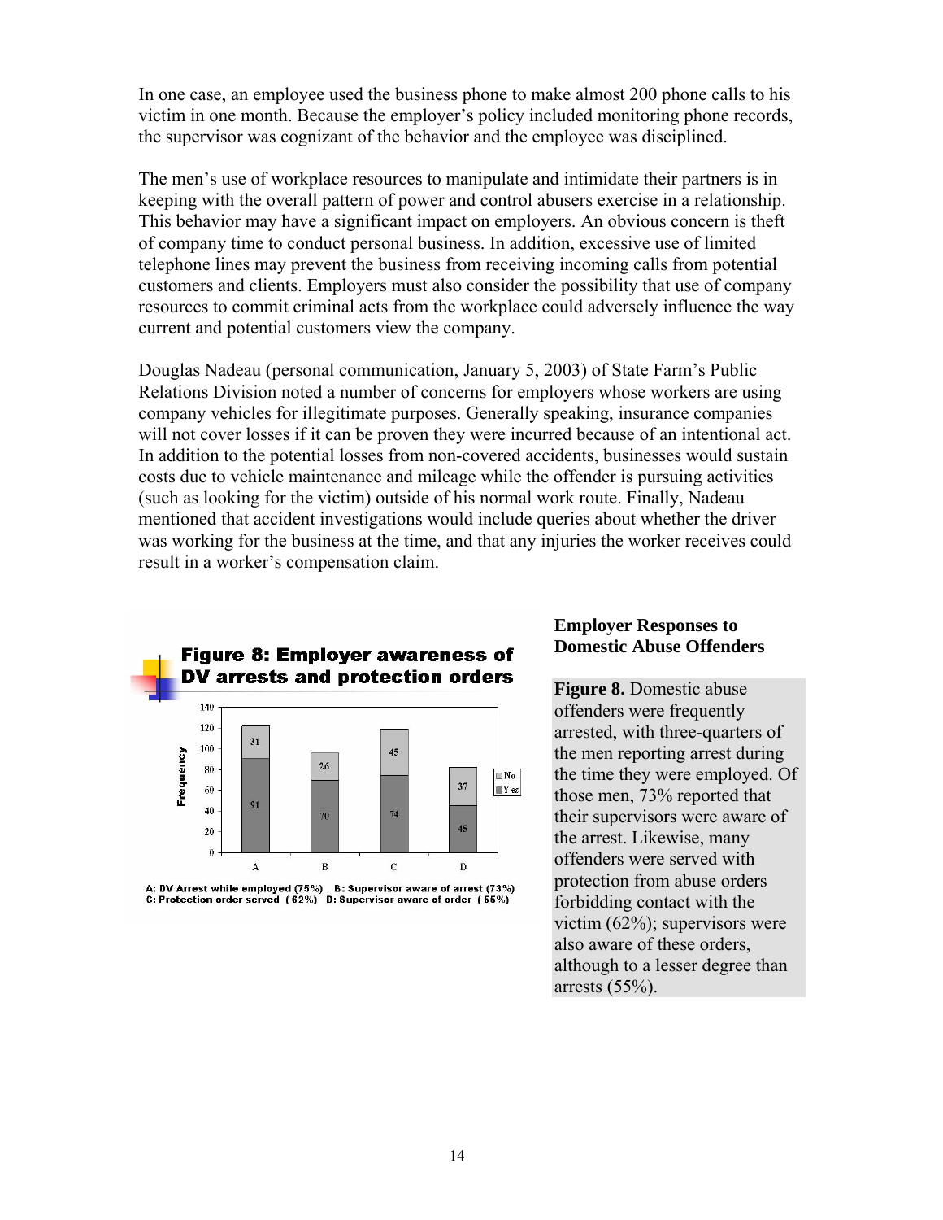In one case, an employee used the business phone to make almost 200 phone calls to his victim in one month. Because the employer's policy included monitoring phone records, the supervisor was cognizant of the behavior and the employee was disciplined.

The men's use of workplace resources to manipulate and intimidate their partners is in keeping with the overall pattern of power and control abusers exercise in a relationship. This behavior may have a significant impact on employers. An obvious concern is theft of company time to conduct personal business. In addition, excessive use of limited telephone lines may prevent the business from receiving incoming calls from potential customers and clients. Employers must also consider the possibility that use of company resources to commit criminal acts from the workplace could adversely influence the way current and potential customers view the company.

Douglas Nadeau (personal communication, January 5, 2003) of State Farm's Public Relations Division noted a number of concerns for employers whose workers are using company vehicles for illegitimate purposes. Generally speaking, insurance companies will not cover losses if it can be proven they were incurred because of an intentional act. In addition to the potential losses from non-covered accidents, businesses would sustain costs due to vehicle maintenance and mileage while the offender is pursuing activities (such as looking for the victim) outside of his normal work route. Finally, Nadeau mentioned that accident investigations would include queries about whether the driver was working for the business at the time, and that any injuries the worker receives could result in a worker's compensation claim.

**Figure 8: Employer awareness of DV arrests and protection orders**

| | A | B | C | D |
|---|---|---|---|---|
| Yes | 91 | 70 | 74 | 45 |
| No | 31 | 26 | 45 | 37 |

A: DV Arrest while employed (75%) B: Supervisor aware of arrest (73%)
C: Protection order served (62%) D: Supervisor aware of order (55%)

## Employer Responses to Domestic Abuse Offenders

**Figure 8.** Domestic abuse offenders were frequently arrested, with three-quarters of the men reporting arrest during the time they were employed. Of those men, 73% reported that their supervisors were aware of the arrest. Likewise, many offenders were served with protection from abuse orders forbidding contact with the victim (62%); supervisors were also aware of these orders, although to a lesser degree than arrests (55%).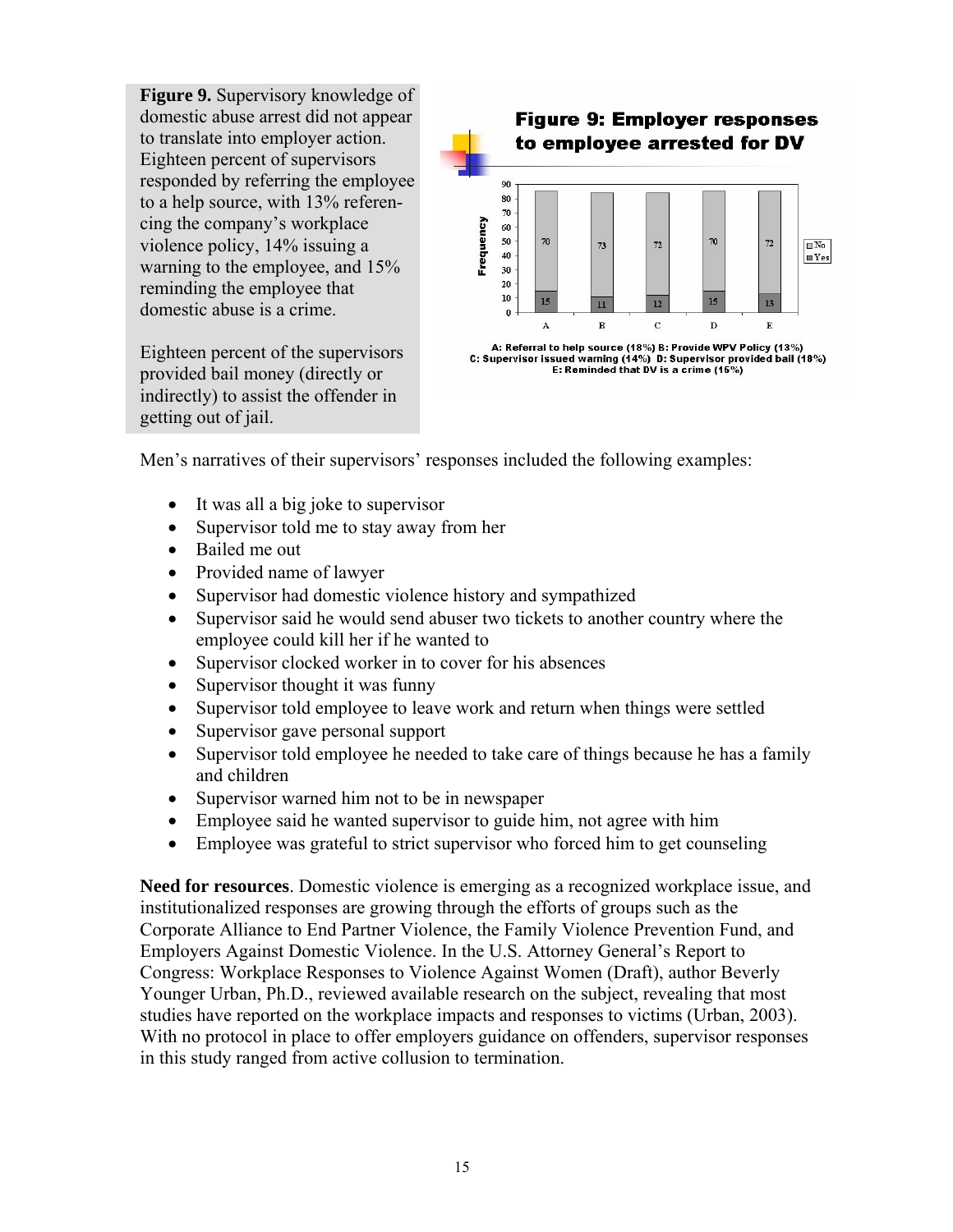**Figure 9.** Supervisory knowledge of domestic abuse arrest did not appear to translate into employer action. Eighteen percent of supervisors responded by referring the employee to a help source, with 13% referencing the company's workplace violence policy, 14% issuing a warning to the employee, and 15% reminding the employee that domestic abuse is a crime.

Eighteen percent of the supervisors provided bail money (directly or indirectly) to assist the offender in getting out of jail.

**Figure 9: Employer responses to employee arrested for DV**

| | A | B | C | D | E |
|---|---|---|---|---|---|
| No | 70 | 73 | 72 | 70 | 72 |
| Yes | 15 | 11 | 12 | 15 | 13 |

A: Referral to help source (18%) B: Provide WPV Policy (13%)
C: Supervisor issued warning (14%) D: Supervisor provided bail (18%)
E: Reminded that DV is a crime (15%)

Men's narratives of their supervisors' responses included the following examples:

- It was all a big joke to supervisor
- Supervisor told me to stay away from her
- Bailed me out
- Provided name of lawyer
- Supervisor had domestic violence history and sympathized
- Supervisor said he would send abuser two tickets to another country where the employee could kill her if he wanted to
- Supervisor clocked worker in to cover for his absences
- Supervisor thought it was funny
- Supervisor told employee to leave work and return when things were settled
- Supervisor gave personal support
- Supervisor told employee he needed to take care of things because he has a family and children
- Supervisor warned him not to be in newspaper
- Employee said he wanted supervisor to guide him, not agree with him
- Employee was grateful to strict supervisor who forced him to get counseling

**Need for resources**. Domestic violence is emerging as a recognized workplace issue, and institutionalized responses are growing through the efforts of groups such as the Corporate Alliance to End Partner Violence, the Family Violence Prevention Fund, and Employers Against Domestic Violence. In the U.S. Attorney General's Report to Congress: Workplace Responses to Violence Against Women (Draft), author Beverly Younger Urban, Ph.D., reviewed available research on the subject, revealing that most studies have reported on the workplace impacts and responses to victims (Urban, 2003). With no protocol in place to offer employers guidance on offenders, supervisor responses in this study ranged from active collusion to termination.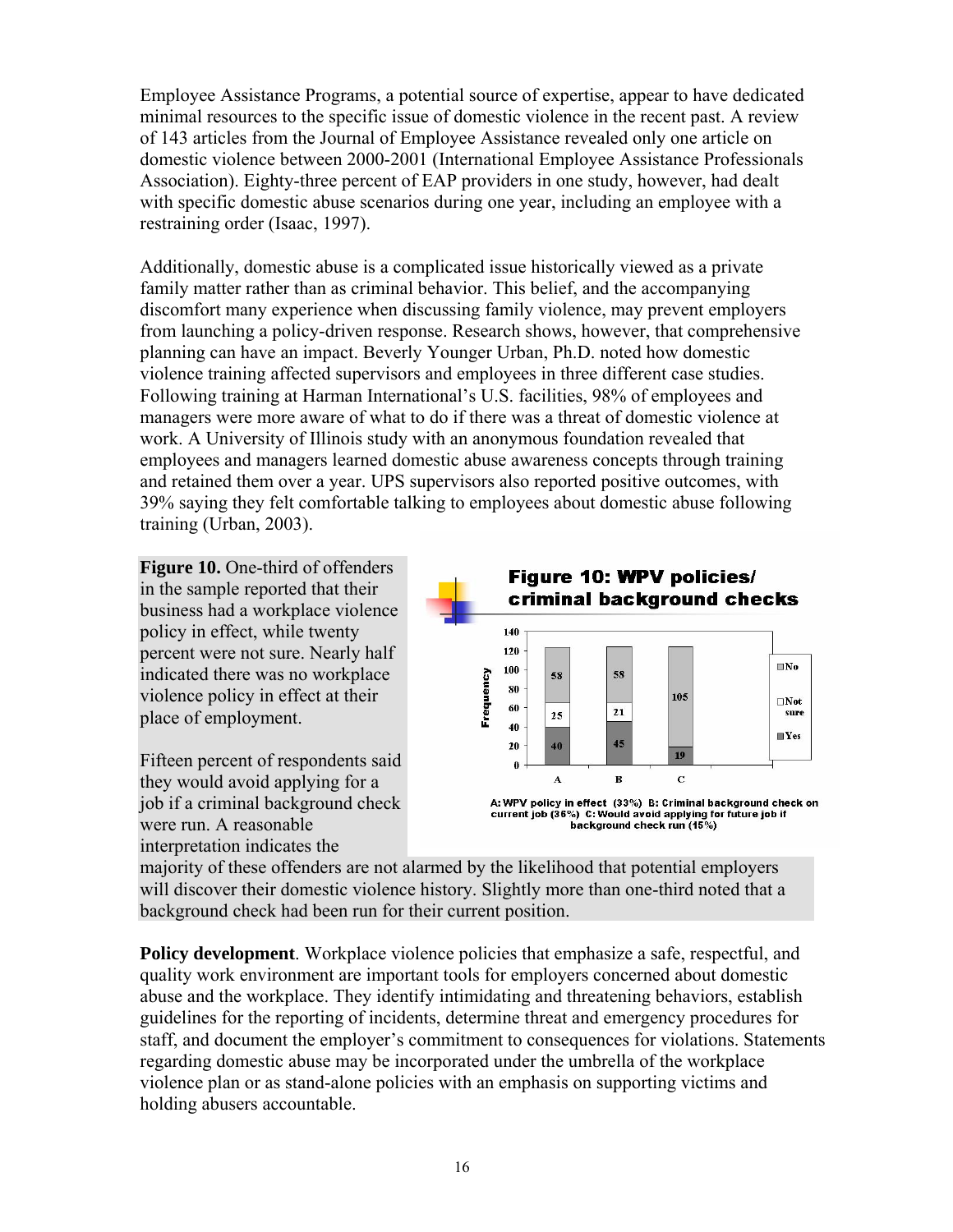Employee Assistance Programs, a potential source of expertise, appear to have dedicated minimal resources to the specific issue of domestic violence in the recent past. A review of 143 articles from the Journal of Employee Assistance revealed only one article on domestic violence between 2000-2001 (International Employee Assistance Professionals Association). Eighty-three percent of EAP providers in one study, however, had dealt with specific domestic abuse scenarios during one year, including an employee with a restraining order (Isaac, 1997).

Additionally, domestic abuse is a complicated issue historically viewed as a private family matter rather than as criminal behavior. This belief, and the accompanying discomfort many experience when discussing family violence, may prevent employers from launching a policy-driven response. Research shows, however, that comprehensive planning can have an impact. Beverly Younger Urban, Ph.D. noted how domestic violence training affected supervisors and employees in three different case studies. Following training at Harman International's U.S. facilities, 98% of employees and managers were more aware of what to do if there was a threat of domestic violence at work. A University of Illinois study with an anonymous foundation revealed that employees and managers learned domestic abuse awareness concepts through training and retained them over a year. UPS supervisors also reported positive outcomes, with 39% saying they felt comfortable talking to employees about domestic abuse following training (Urban, 2003).

**Figure 10.** One-third of offenders in the sample reported that their business had a workplace violence policy in effect, while twenty percent were not sure. Nearly half indicated there was no workplace violence policy in effect at their place of employment.

Fifteen percent of respondents said they would avoid applying for a job if a criminal background check were run. A reasonable interpretation indicates the majority of these offenders are not alarmed by the likelihood that potential employers will discover their domestic violence history. Slightly more than one-third noted that a background check had been run for their current position.

**Figure 10: WPV policies/ criminal background checks**

| | A | B | C |
|---|---|---|---|
| No | 58 | 58 | 105 |
| Not sure | 25 | 21 | |
| Yes | 40 | 45 | 19 |

A: WPV policy in effect (33%) B: Criminal background check on current job (36%) C: Would avoid applying for future job if background check run (15%)

**Policy development**. Workplace violence policies that emphasize a safe, respectful, and quality work environment are important tools for employers concerned about domestic abuse and the workplace. They identify intimidating and threatening behaviors, establish guidelines for the reporting of incidents, determine threat and emergency procedures for staff, and document the employer's commitment to consequences for violations. Statements regarding domestic abuse may be incorporated under the umbrella of the workplace violence plan or as stand-alone policies with an emphasis on supporting victims and holding abusers accountable.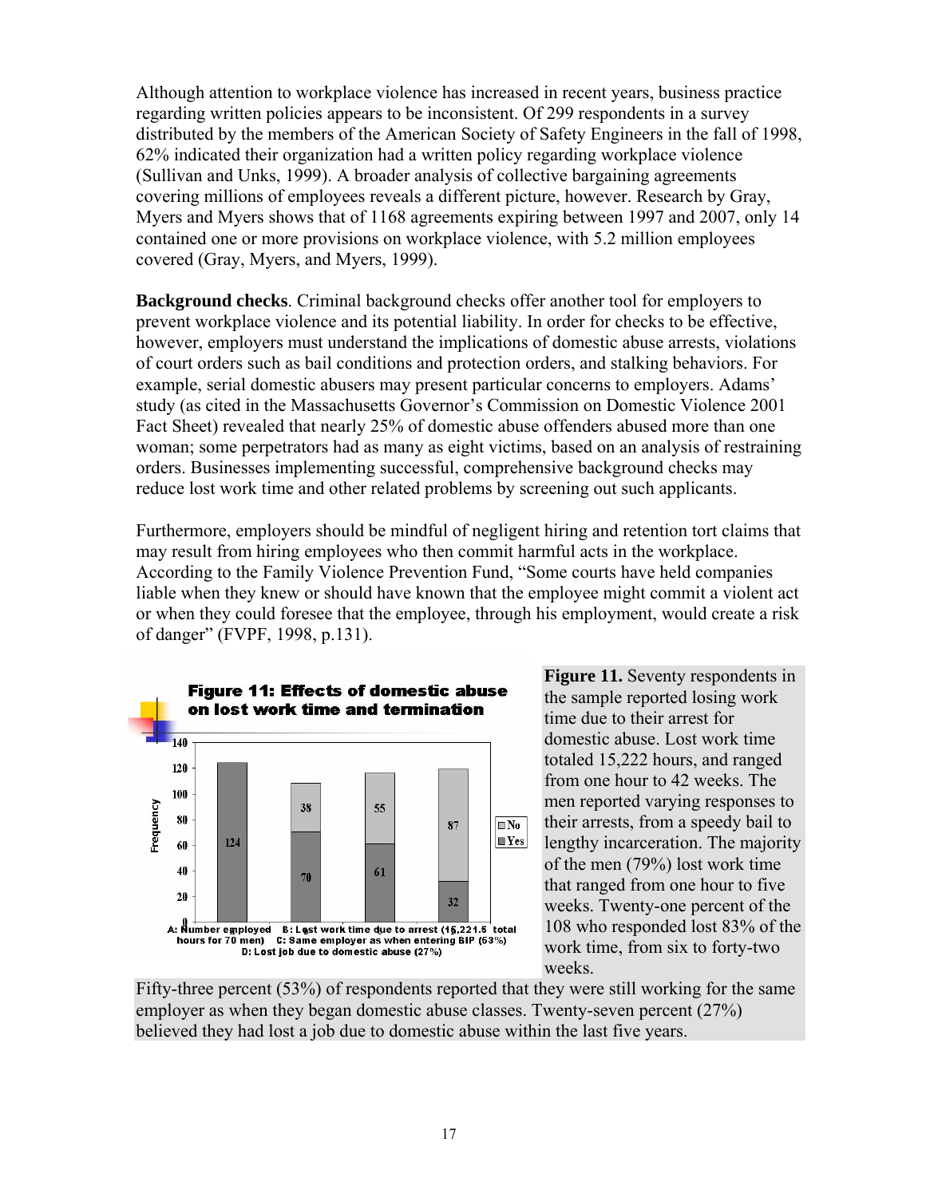Although attention to workplace violence has increased in recent years, business practice regarding written policies appears to be inconsistent. Of 299 respondents in a survey distributed by the members of the American Society of Safety Engineers in the fall of 1998, 62% indicated their organization had a written policy regarding workplace violence (Sullivan and Unks, 1999). A broader analysis of collective bargaining agreements covering millions of employees reveals a different picture, however. Research by Gray, Myers and Myers shows that of 1168 agreements expiring between 1997 and 2007, only 14 contained one or more provisions on workplace violence, with 5.2 million employees covered (Gray, Myers, and Myers, 1999).

**Background checks**. Criminal background checks offer another tool for employers to prevent workplace violence and its potential liability. In order for checks to be effective, however, employers must understand the implications of domestic abuse arrests, violations of court orders such as bail conditions and protection orders, and stalking behaviors. For example, serial domestic abusers may present particular concerns to employers. Adams' study (as cited in the Massachusetts Governor's Commission on Domestic Violence 2001 Fact Sheet) revealed that nearly 25% of domestic abuse offenders abused more than one woman; some perpetrators had as many as eight victims, based on an analysis of restraining orders. Businesses implementing successful, comprehensive background checks may reduce lost work time and other related problems by screening out such applicants.

Furthermore, employers should be mindful of negligent hiring and retention tort claims that may result from hiring employees who then commit harmful acts in the workplace. According to the Family Violence Prevention Fund, "Some courts have held companies liable when they knew or should have known that the employee might commit a violent act or when they could foresee that the employee, through his employment, would create a risk of danger" (FVPF, 1998, p.131).

**Figure 11: Effects of domestic abuse on lost work time and termination**

| Category | Yes | No |
|---|---|---|
| A: Number employed | 124 | |
| B: Lost work time due to arrest (15,221.5 total hours for 70 men) | 70 | 38 |
| C: Same employer as when entering BIP (53%) | 61 | 55 |
| D: Lost job due to domestic abuse (27%) | 32 | 87 |

**Figure 11.** Seventy respondents in the sample reported losing work time due to their arrest for domestic abuse. Lost work time totaled 15,222 hours, and ranged from one hour to 42 weeks. The men reported varying responses to their arrests, from a speedy bail to lengthy incarceration. The majority of the men (79%) lost work time that ranged from one hour to five weeks. Twenty-one percent of the 108 who responded lost 83% of the work time, from six to forty-two weeks.

Fifty-three percent (53%) of respondents reported that they were still working for the same employer as when they began domestic abuse classes. Twenty-seven percent (27%) believed they had lost a job due to domestic abuse within the last five years.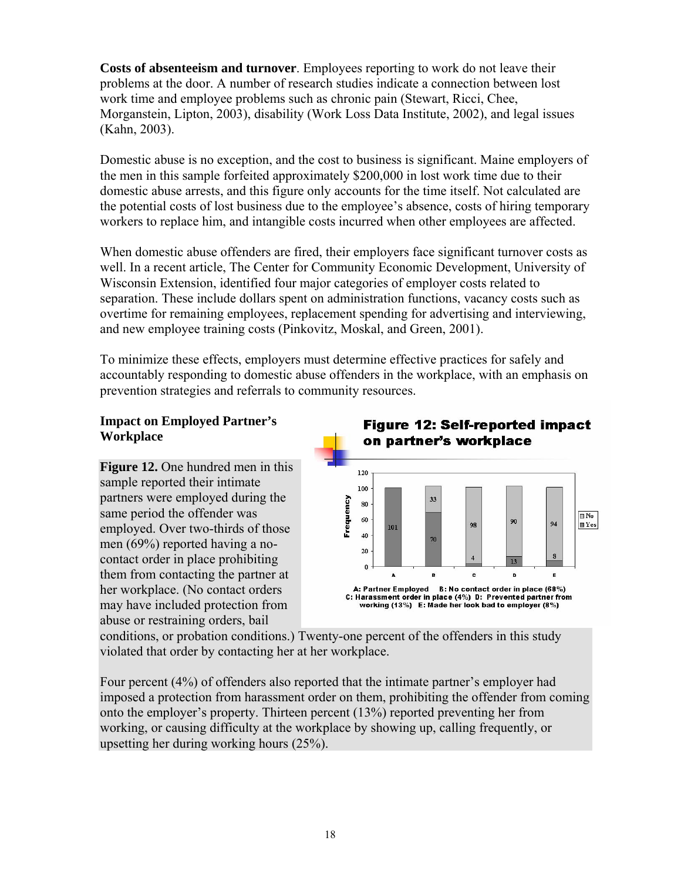**Costs of absenteeism and turnover**. Employees reporting to work do not leave their problems at the door. A number of research studies indicate a connection between lost work time and employee problems such as chronic pain (Stewart, Ricci, Chee, Morganstein, Lipton, 2003), disability (Work Loss Data Institute, 2002), and legal issues (Kahn, 2003).

Domestic abuse is no exception, and the cost to business is significant. Maine employers of the men in this sample forfeited approximately $200,000 in lost work time due to their domestic abuse arrests, and this figure only accounts for the time itself. Not calculated are the potential costs of lost business due to the employee's absence, costs of hiring temporary workers to replace him, and intangible costs incurred when other employees are affected.

When domestic abuse offenders are fired, their employers face significant turnover costs as well. In a recent article, The Center for Community Economic Development, University of Wisconsin Extension, identified four major categories of employer costs related to separation. These include dollars spent on administration functions, vacancy costs such as overtime for remaining employees, replacement spending for advertising and interviewing, and new employee training costs (Pinkovitz, Moskal, and Green, 2001).

To minimize these effects, employers must determine effective practices for safely and accountably responding to domestic abuse offenders in the workplace, with an emphasis on prevention strategies and referrals to community resources.

### Impact on Employed Partner's Workplace

**Figure 12: Self-reported impact on partner's workplace**

| | A | B | C | D | E |
|---|---|---|---|---|---|
| Yes | 101 | 70 | 4 | 13 | 8 |
| No | | 33 | 98 | 90 | 94 |

A: Partner Employed B: No contact order in place (68%) C: Harassment order in place (4%) D: Prevented partner from working (13%) E: Made her look bad to employer (8%)

**Figure 12.** One hundred men in this sample reported their intimate partners were employed during the same period the offender was employed. Over two-thirds of those men (69%) reported having a no-contact order in place prohibiting them from contacting the partner at her workplace. (No contact orders may have included protection from abuse or restraining orders, bail conditions, or probation conditions.) Twenty-one percent of the offenders in this study violated that order by contacting her at her workplace.

Four percent (4%) of offenders also reported that the intimate partner's employer had imposed a protection from harassment order on them, prohibiting the offender from coming onto the employer's property. Thirteen percent (13%) reported preventing her from working, or causing difficulty at the workplace by showing up, calling frequently, or upsetting her during working hours (25%).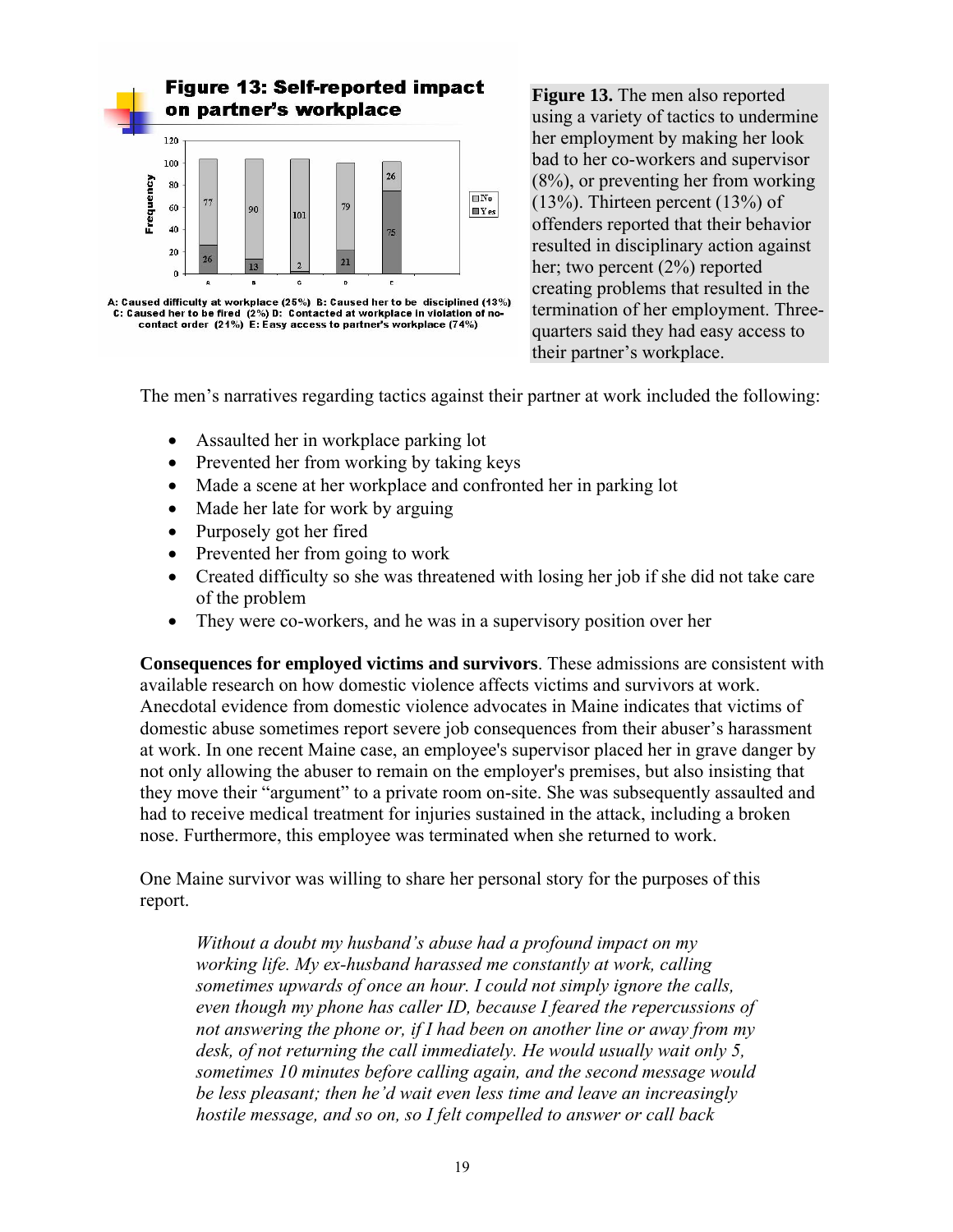**Figure 13: Self-reported impact on partner's workplace**

| | A | B | C | D | E |
|---|---|---|---|---|---|
| No | 77 | 90 | 101 | 79 | 26 |
| Yes | 26 | 13 | 2 | 21 | 75 |

A: Caused difficulty at workplace (25%) B: Caused her to be disciplined (13%) C: Caused her to be fired (2%) D: Contacted at workplace in violation of no-contact order (21%) E: Easy access to partner's workplace (74%)

**Figure 13.** The men also reported using a variety of tactics to undermine her employment by making her look bad to her co-workers and supervisor (8%), or preventing her from working (13%). Thirteen percent (13%) of offenders reported that their behavior resulted in disciplinary action against her; two percent (2%) reported creating problems that resulted in the termination of her employment. Three-quarters said they had easy access to their partner's workplace.

The men's narratives regarding tactics against their partner at work included the following:

- Assaulted her in workplace parking lot
- Prevented her from working by taking keys
- Made a scene at her workplace and confronted her in parking lot
- Made her late for work by arguing
- Purposely got her fired
- Prevented her from going to work
- Created difficulty so she was threatened with losing her job if she did not take care of the problem
- They were co-workers, and he was in a supervisory position over her

**Consequences for employed victims and survivors**. These admissions are consistent with available research on how domestic violence affects victims and survivors at work. Anecdotal evidence from domestic violence advocates in Maine indicates that victims of domestic abuse sometimes report severe job consequences from their abuser's harassment at work. In one recent Maine case, an employee's supervisor placed her in grave danger by not only allowing the abuser to remain on the employer's premises, but also insisting that they move their "argument" to a private room on-site. She was subsequently assaulted and had to receive medical treatment for injuries sustained in the attack, including a broken nose. Furthermore, this employee was terminated when she returned to work.

One Maine survivor was willing to share her personal story for the purposes of this report.

> *Without a doubt my husband's abuse had a profound impact on my working life. My ex-husband harassed me constantly at work, calling sometimes upwards of once an hour. I could not simply ignore the calls, even though my phone has caller ID, because I feared the repercussions of not answering the phone or, if I had been on another line or away from my desk, of not returning the call immediately. He would usually wait only 5, sometimes 10 minutes before calling again, and the second message would be less pleasant; then he'd wait even less time and leave an increasingly hostile message, and so on, so I felt compelled to answer or call back*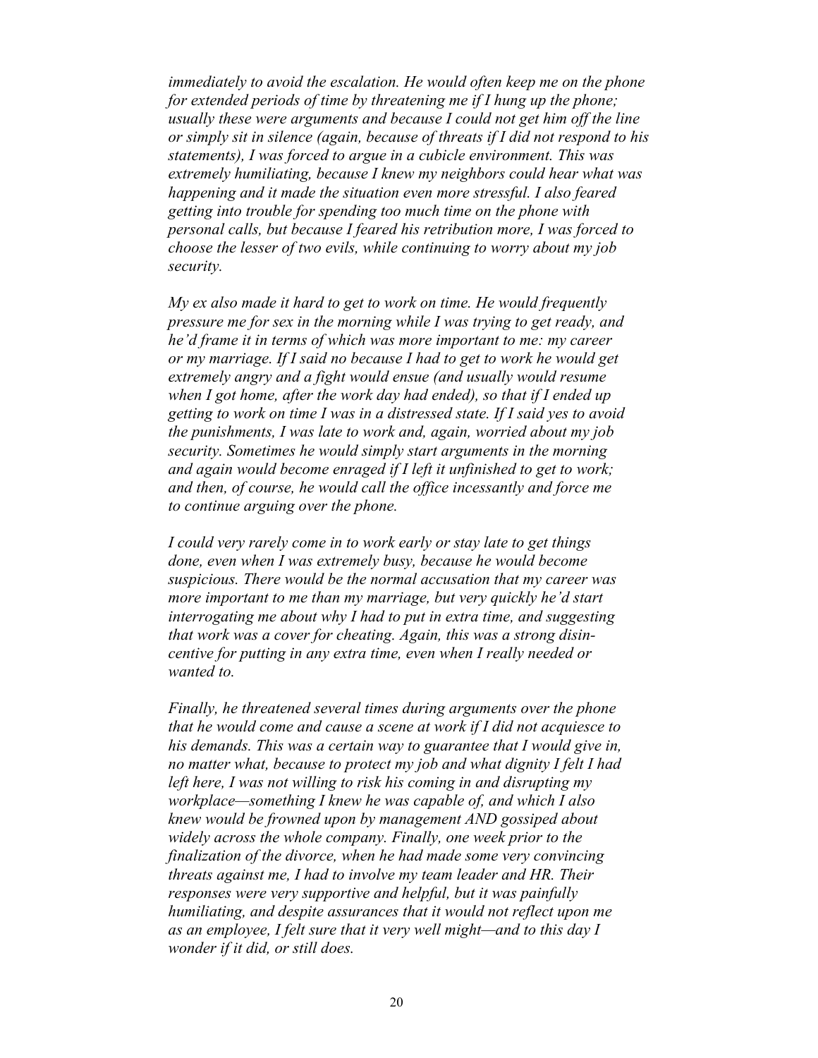*immediately to avoid the escalation. He would often keep me on the phone for extended periods of time by threatening me if I hung up the phone; usually these were arguments and because I could not get him off the line or simply sit in silence (again, because of threats if I did not respond to his statements), I was forced to argue in a cubicle environment. This was extremely humiliating, because I knew my neighbors could hear what was happening and it made the situation even more stressful. I also feared getting into trouble for spending too much time on the phone with personal calls, but because I feared his retribution more, I was forced to choose the lesser of two evils, while continuing to worry about my job security.*

*My ex also made it hard to get to work on time. He would frequently pressure me for sex in the morning while I was trying to get ready, and he'd frame it in terms of which was more important to me: my career or my marriage. If I said no because I had to get to work he would get extremely angry and a fight would ensue (and usually would resume when I got home, after the work day had ended), so that if I ended up getting to work on time I was in a distressed state. If I said yes to avoid the punishments, I was late to work and, again, worried about my job security. Sometimes he would simply start arguments in the morning and again would become enraged if I left it unfinished to get to work; and then, of course, he would call the office incessantly and force me to continue arguing over the phone.*

*I could very rarely come in to work early or stay late to get things done, even when I was extremely busy, because he would become suspicious. There would be the normal accusation that my career was more important to me than my marriage, but very quickly he'd start interrogating me about why I had to put in extra time, and suggesting that work was a cover for cheating. Again, this was a strong disincentive for putting in any extra time, even when I really needed or wanted to.*

*Finally, he threatened several times during arguments over the phone that he would come and cause a scene at work if I did not acquiesce to his demands. This was a certain way to guarantee that I would give in, no matter what, because to protect my job and what dignity I felt I had left here, I was not willing to risk his coming in and disrupting my workplace—something I knew he was capable of, and which I also knew would be frowned upon by management AND gossiped about widely across the whole company. Finally, one week prior to the finalization of the divorce, when he had made some very convincing threats against me, I had to involve my team leader and HR. Their responses were very supportive and helpful, but it was painfully humiliating, and despite assurances that it would not reflect upon me as an employee, I felt sure that it very well might—and to this day I wonder if it did, or still does.*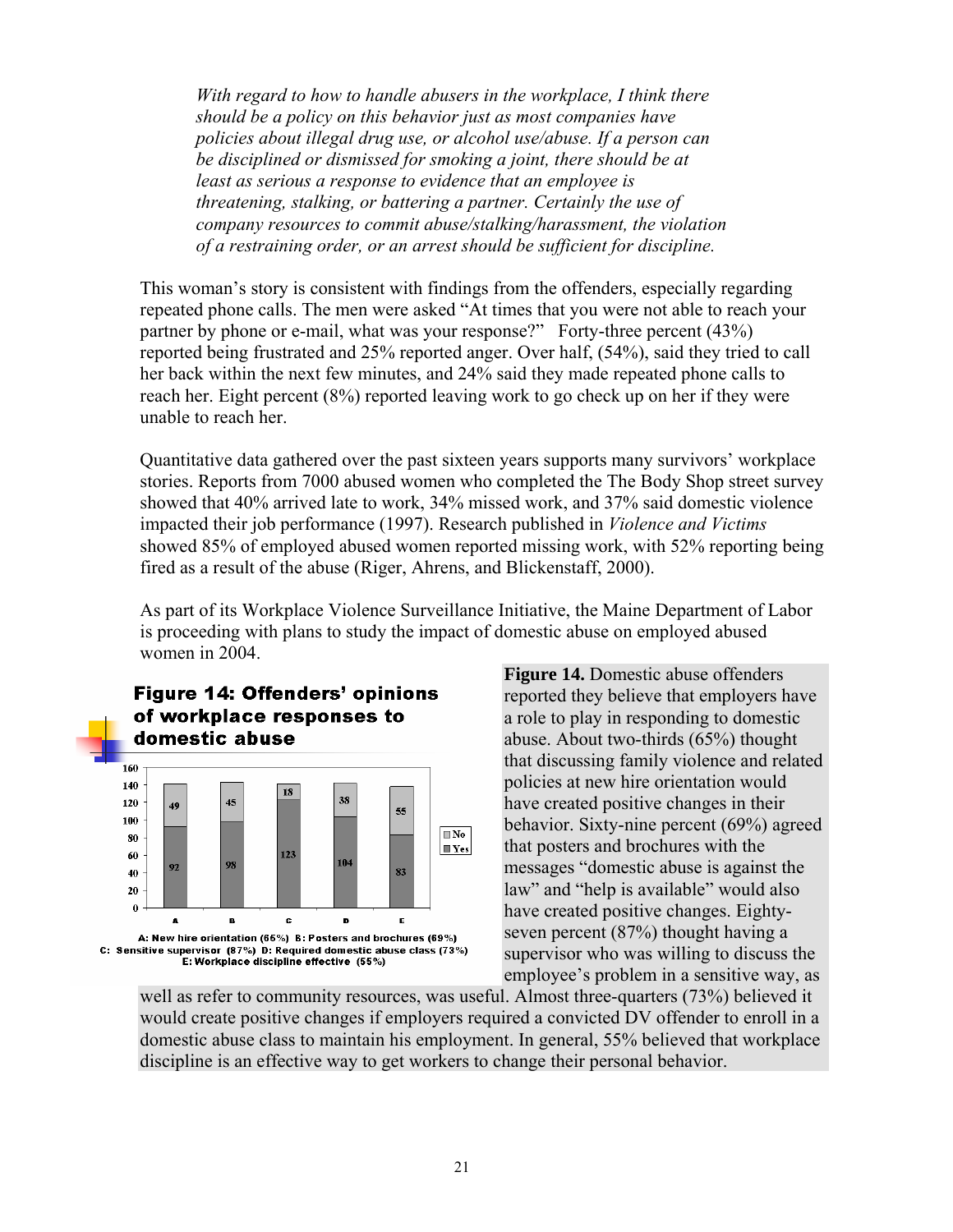*With regard to how to handle abusers in the workplace, I think there should be a policy on this behavior just as most companies have policies about illegal drug use, or alcohol use/abuse. If a person can be disciplined or dismissed for smoking a joint, there should be at least as serious a response to evidence that an employee is threatening, stalking, or battering a partner. Certainly the use of company resources to commit abuse/stalking/harassment, the violation of a restraining order, or an arrest should be sufficient for discipline.*

This woman's story is consistent with findings from the offenders, especially regarding repeated phone calls. The men were asked "At times that you were not able to reach your partner by phone or e-mail, what was your response?" Forty-three percent (43%) reported being frustrated and 25% reported anger. Over half, (54%), said they tried to call her back within the next few minutes, and 24% said they made repeated phone calls to reach her. Eight percent (8%) reported leaving work to go check up on her if they were unable to reach her.

Quantitative data gathered over the past sixteen years supports many survivors' workplace stories. Reports from 7000 abused women who completed the The Body Shop street survey showed that 40% arrived late to work, 34% missed work, and 37% said domestic violence impacted their job performance (1997). Research published in *Violence and Victims* showed 85% of employed abused women reported missing work, with 52% reporting being fired as a result of the abuse (Riger, Ahrens, and Blickenstaff, 2000).

As part of its Workplace Violence Surveillance Initiative, the Maine Department of Labor is proceeding with plans to study the impact of domestic abuse on employed abused women in 2004.

**Figure 14: Offenders' opinions of workplace responses to domestic abuse**

| | A | B | C | D | E |
|---|---|---|---|---|---|
| Yes | 92 | 98 | 123 | 104 | 83 |
| No | 49 | 45 | 18 | 38 | 55 |

A: New hire orientation (65%) B: Posters and brochures (69%) C: Sensitive supervisor (87%) D: Required domestic abuse class (73%) E: Workplace discipline effective (55%)

**Figure 14.** Domestic abuse offenders reported they believe that employers have a role to play in responding to domestic abuse. About two-thirds (65%) thought that discussing family violence and related policies at new hire orientation would have created positive changes in their behavior. Sixty-nine percent (69%) agreed that posters and brochures with the messages "domestic abuse is against the law" and "help is available" would also have created positive changes. Eighty-seven percent (87%) thought having a supervisor who was willing to discuss the employee's problem in a sensitive way, as well as refer to community resources, was useful. Almost three-quarters (73%) believed it would create positive changes if employers required a convicted DV offender to enroll in a domestic abuse class to maintain his employment. In general, 55% believed that workplace discipline is an effective way to get workers to change their personal behavior.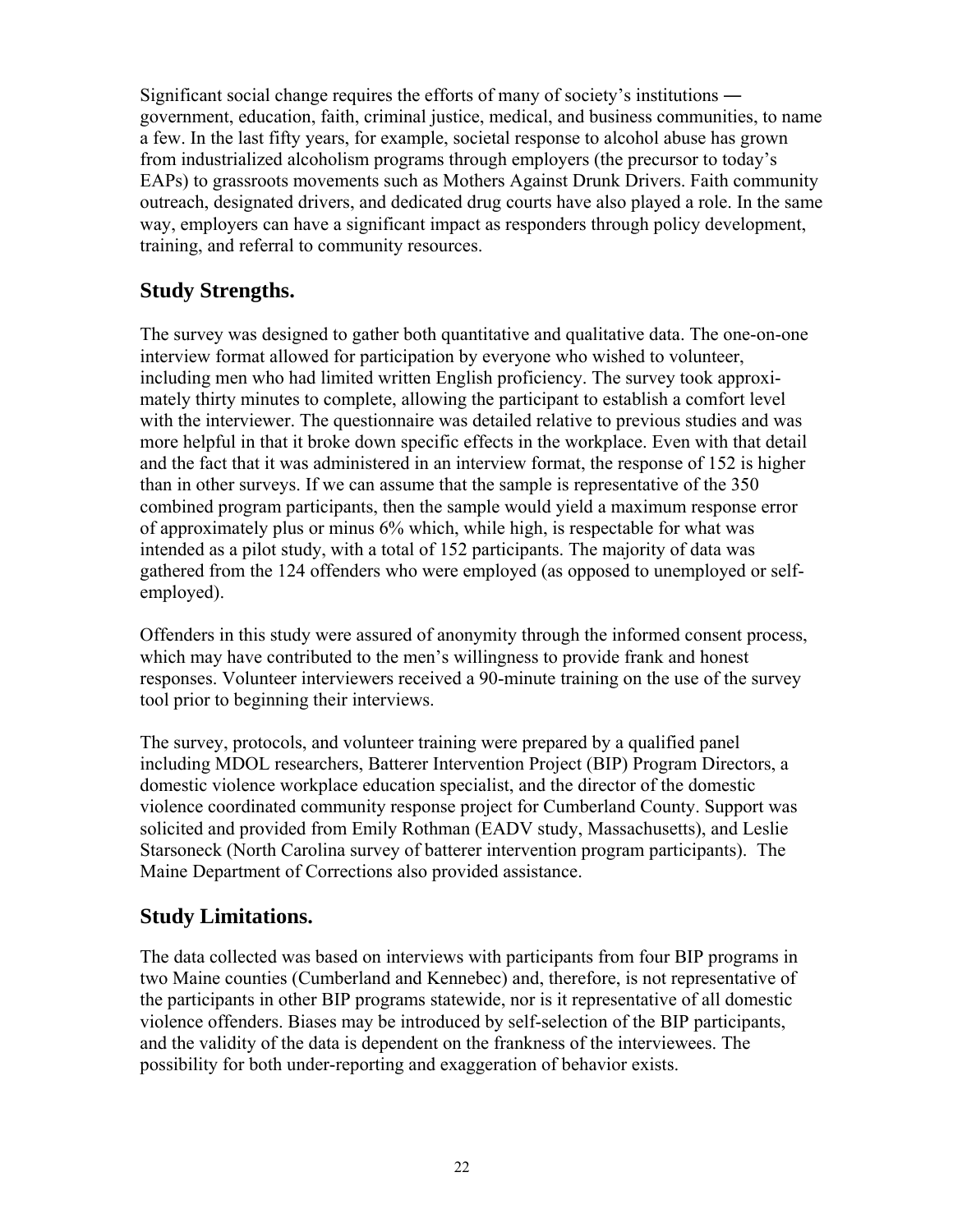Significant social change requires the efforts of many of society's institutions ― government, education, faith, criminal justice, medical, and business communities, to name a few. In the last fifty years, for example, societal response to alcohol abuse has grown from industrialized alcoholism programs through employers (the precursor to today's EAPs) to grassroots movements such as Mothers Against Drunk Drivers. Faith community outreach, designated drivers, and dedicated drug courts have also played a role. In the same way, employers can have a significant impact as responders through policy development, training, and referral to community resources.

## Study Strengths.

The survey was designed to gather both quantitative and qualitative data. The one-on-one interview format allowed for participation by everyone who wished to volunteer, including men who had limited written English proficiency. The survey took approximately thirty minutes to complete, allowing the participant to establish a comfort level with the interviewer. The questionnaire was detailed relative to previous studies and was more helpful in that it broke down specific effects in the workplace. Even with that detail and the fact that it was administered in an interview format, the response of 152 is higher than in other surveys. If we can assume that the sample is representative of the 350 combined program participants, then the sample would yield a maximum response error of approximately plus or minus 6% which, while high, is respectable for what was intended as a pilot study, with a total of 152 participants. The majority of data was gathered from the 124 offenders who were employed (as opposed to unemployed or self-employed).

Offenders in this study were assured of anonymity through the informed consent process, which may have contributed to the men's willingness to provide frank and honest responses. Volunteer interviewers received a 90-minute training on the use of the survey tool prior to beginning their interviews.

The survey, protocols, and volunteer training were prepared by a qualified panel including MDOL researchers, Batterer Intervention Project (BIP) Program Directors, a domestic violence workplace education specialist, and the director of the domestic violence coordinated community response project for Cumberland County. Support was solicited and provided from Emily Rothman (EADV study, Massachusetts), and Leslie Starsoneck (North Carolina survey of batterer intervention program participants). The Maine Department of Corrections also provided assistance.

## Study Limitations.

The data collected was based on interviews with participants from four BIP programs in two Maine counties (Cumberland and Kennebec) and, therefore, is not representative of the participants in other BIP programs statewide, nor is it representative of all domestic violence offenders. Biases may be introduced by self-selection of the BIP participants, and the validity of the data is dependent on the frankness of the interviewees. The possibility for both under-reporting and exaggeration of behavior exists.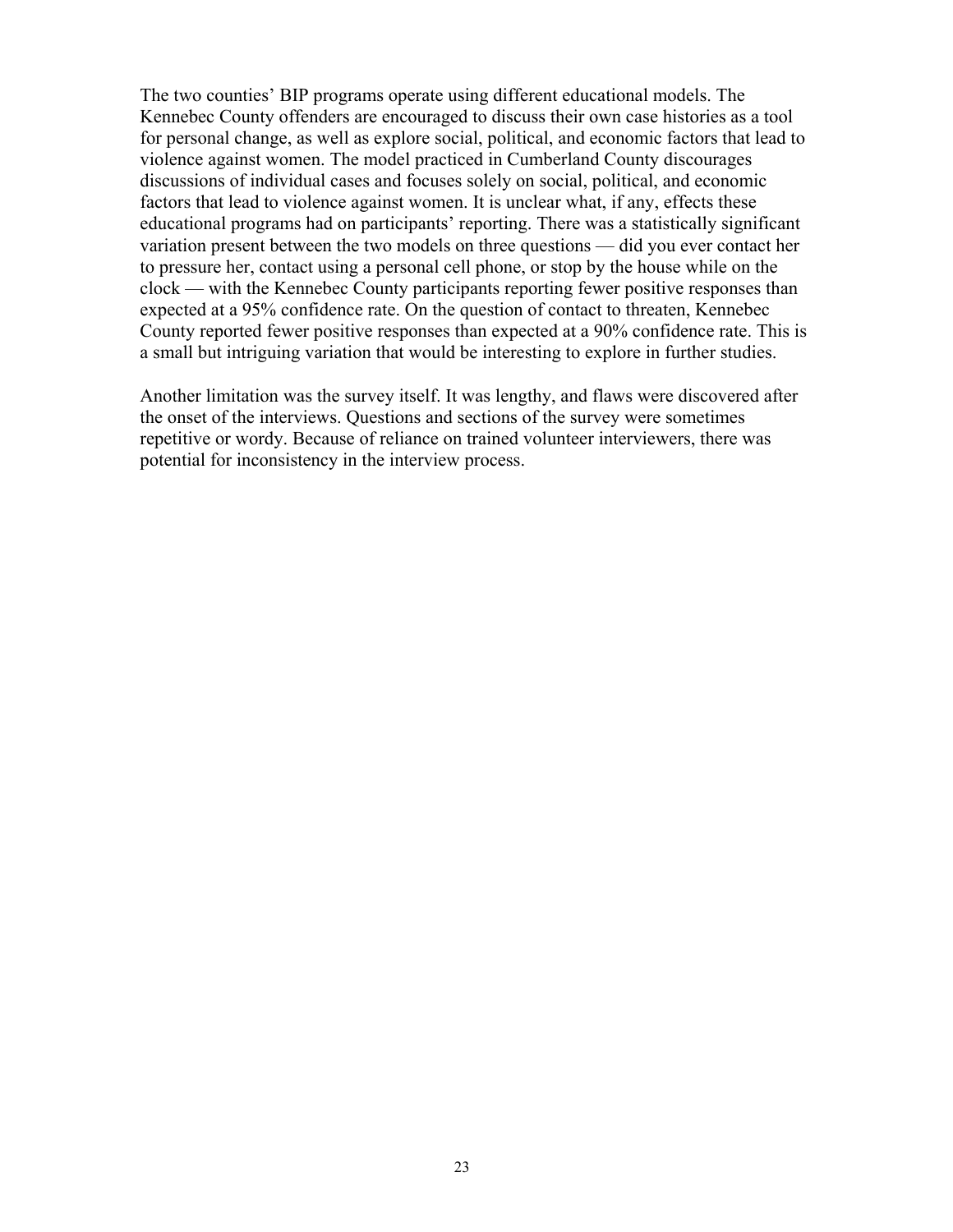The two counties' BIP programs operate using different educational models. The Kennebec County offenders are encouraged to discuss their own case histories as a tool for personal change, as well as explore social, political, and economic factors that lead to violence against women. The model practiced in Cumberland County discourages discussions of individual cases and focuses solely on social, political, and economic factors that lead to violence against women. It is unclear what, if any, effects these educational programs had on participants' reporting. There was a statistically significant variation present between the two models on three questions — did you ever contact her to pressure her, contact using a personal cell phone, or stop by the house while on the clock — with the Kennebec County participants reporting fewer positive responses than expected at a 95% confidence rate. On the question of contact to threaten, Kennebec County reported fewer positive responses than expected at a 90% confidence rate. This is a small but intriguing variation that would be interesting to explore in further studies.

Another limitation was the survey itself. It was lengthy, and flaws were discovered after the onset of the interviews. Questions and sections of the survey were sometimes repetitive or wordy. Because of reliance on trained volunteer interviewers, there was potential for inconsistency in the interview process.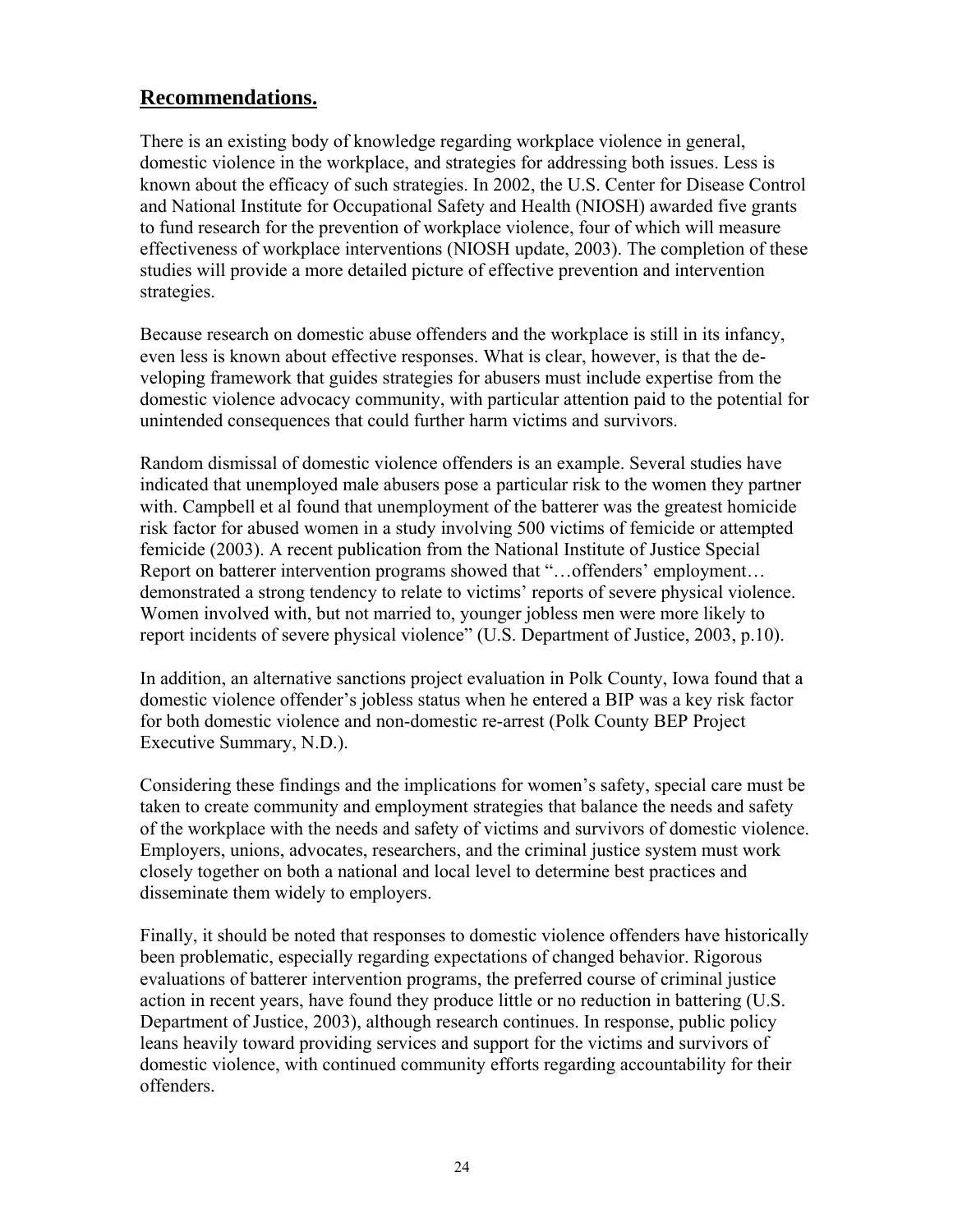## Recommendations.

There is an existing body of knowledge regarding workplace violence in general, domestic violence in the workplace, and strategies for addressing both issues. Less is known about the efficacy of such strategies. In 2002, the U.S. Center for Disease Control and National Institute for Occupational Safety and Health (NIOSH) awarded five grants to fund research for the prevention of workplace violence, four of which will measure effectiveness of workplace interventions (NIOSH update, 2003). The completion of these studies will provide a more detailed picture of effective prevention and intervention strategies.

Because research on domestic abuse offenders and the workplace is still in its infancy, even less is known about effective responses. What is clear, however, is that the developing framework that guides strategies for abusers must include expertise from the domestic violence advocacy community, with particular attention paid to the potential for unintended consequences that could further harm victims and survivors.

Random dismissal of domestic violence offenders is an example. Several studies have indicated that unemployed male abusers pose a particular risk to the women they partner with. Campbell et al found that unemployment of the batterer was the greatest homicide risk factor for abused women in a study involving 500 victims of femicide or attempted femicide (2003). A recent publication from the National Institute of Justice Special Report on batterer intervention programs showed that "…offenders' employment… demonstrated a strong tendency to relate to victims' reports of severe physical violence. Women involved with, but not married to, younger jobless men were more likely to report incidents of severe physical violence" (U.S. Department of Justice, 2003, p.10).

In addition, an alternative sanctions project evaluation in Polk County, Iowa found that a domestic violence offender's jobless status when he entered a BIP was a key risk factor for both domestic violence and non-domestic re-arrest (Polk County BEP Project Executive Summary, N.D.).

Considering these findings and the implications for women's safety, special care must be taken to create community and employment strategies that balance the needs and safety of the workplace with the needs and safety of victims and survivors of domestic violence. Employers, unions, advocates, researchers, and the criminal justice system must work closely together on both a national and local level to determine best practices and disseminate them widely to employers.

Finally, it should be noted that responses to domestic violence offenders have historically been problematic, especially regarding expectations of changed behavior. Rigorous evaluations of batterer intervention programs, the preferred course of criminal justice action in recent years, have found they produce little or no reduction in battering (U.S. Department of Justice, 2003), although research continues. In response, public policy leans heavily toward providing services and support for the victims and survivors of domestic violence, with continued community efforts regarding accountability for their offenders.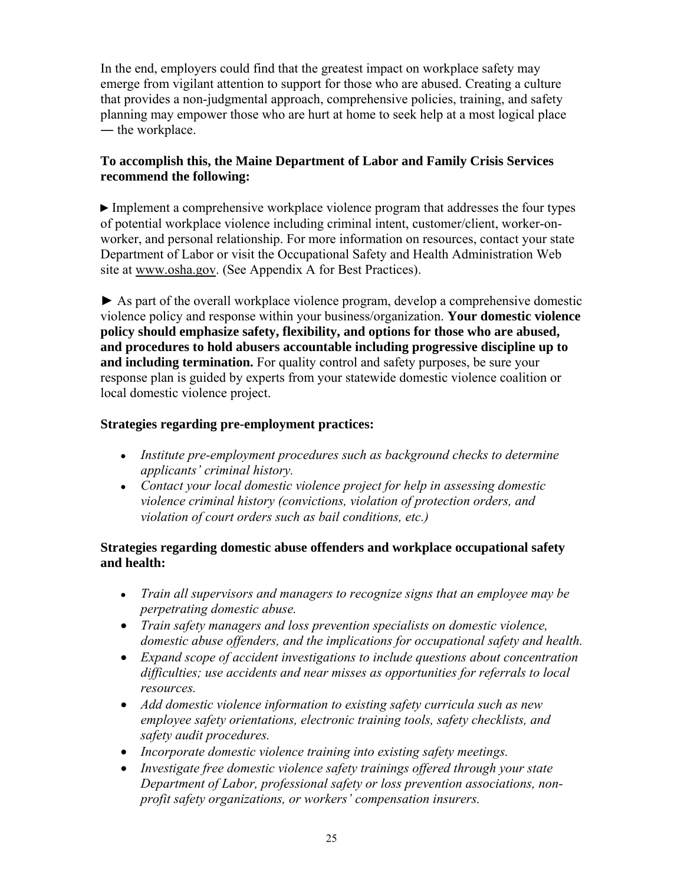In the end, employers could find that the greatest impact on workplace safety may emerge from vigilant attention to support for those who are abused. Creating a culture that provides a non-judgmental approach, comprehensive policies, training, and safety planning may empower those who are hurt at home to seek help at a most logical place ― the workplace.

**To accomplish this, the Maine Department of Labor and Family Crisis Services recommend the following:**

► Implement a comprehensive workplace violence program that addresses the four types of potential workplace violence including criminal intent, customer/client, worker-on-worker, and personal relationship. For more information on resources, contact your state Department of Labor or visit the Occupational Safety and Health Administration Web site at www.osha.gov. (See Appendix A for Best Practices).

► As part of the overall workplace violence program, develop a comprehensive domestic violence policy and response within your business/organization. **Your domestic violence policy should emphasize safety, flexibility, and options for those who are abused, and procedures to hold abusers accountable including progressive discipline up to and including termination.** For quality control and safety purposes, be sure your response plan is guided by experts from your statewide domestic violence coalition or local domestic violence project.

**Strategies regarding pre-employment practices:**

- *Institute pre-employment procedures such as background checks to determine applicants' criminal history.*
- *Contact your local domestic violence project for help in assessing domestic violence criminal history (convictions, violation of protection orders, and violation of court orders such as bail conditions, etc.)*

**Strategies regarding domestic abuse offenders and workplace occupational safety and health:**

- *Train all supervisors and managers to recognize signs that an employee may be perpetrating domestic abuse.*
- *Train safety managers and loss prevention specialists on domestic violence, domestic abuse offenders, and the implications for occupational safety and health.*
- *Expand scope of accident investigations to include questions about concentration difficulties; use accidents and near misses as opportunities for referrals to local resources.*
- *Add domestic violence information to existing safety curricula such as new employee safety orientations, electronic training tools, safety checklists, and safety audit procedures.*
- *Incorporate domestic violence training into existing safety meetings.*
- *Investigate free domestic violence safety trainings offered through your state Department of Labor, professional safety or loss prevention associations, non-profit safety organizations, or workers' compensation insurers.*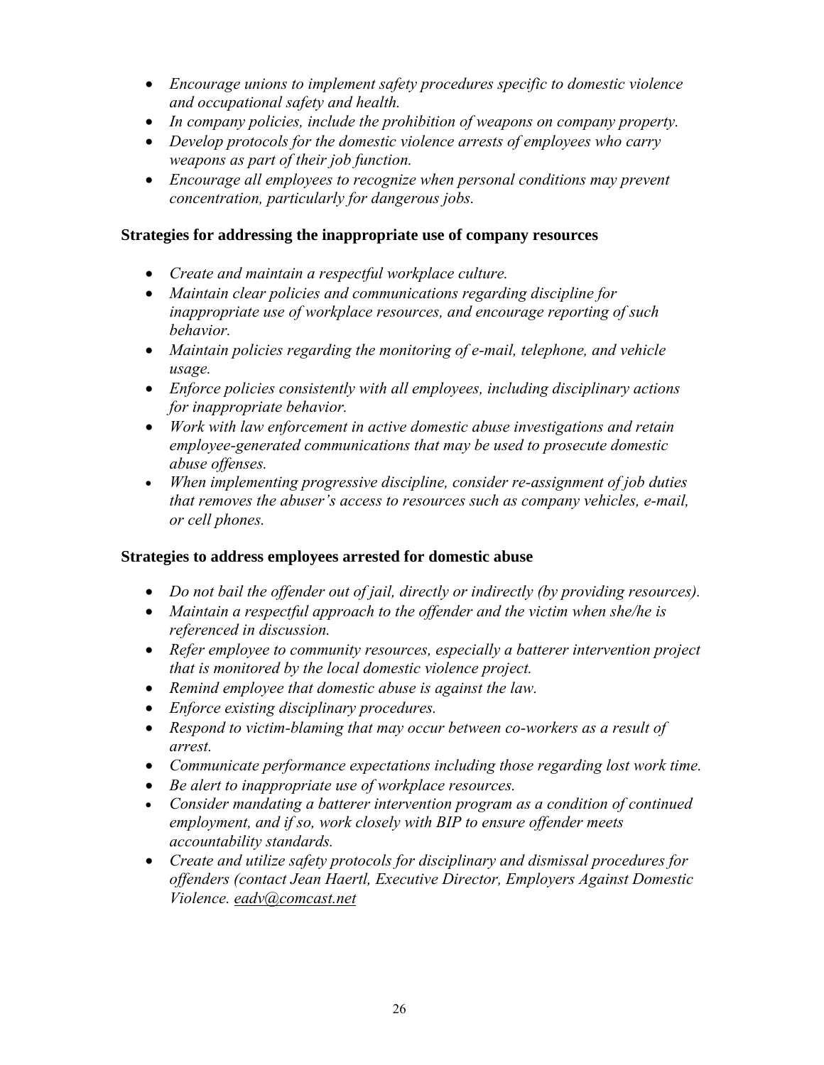- *Encourage unions to implement safety procedures specific to domestic violence and occupational safety and health.*
- *In company policies, include the prohibition of weapons on company property.*
- *Develop protocols for the domestic violence arrests of employees who carry weapons as part of their job function.*
- *Encourage all employees to recognize when personal conditions may prevent concentration, particularly for dangerous jobs.*

**Strategies for addressing the inappropriate use of company resources**

- *Create and maintain a respectful workplace culture.*
- *Maintain clear policies and communications regarding discipline for inappropriate use of workplace resources, and encourage reporting of such behavior.*
- *Maintain policies regarding the monitoring of e-mail, telephone, and vehicle usage.*
- *Enforce policies consistently with all employees, including disciplinary actions for inappropriate behavior.*
- *Work with law enforcement in active domestic abuse investigations and retain employee-generated communications that may be used to prosecute domestic abuse offenses.*
- *When implementing progressive discipline, consider re-assignment of job duties that removes the abuser's access to resources such as company vehicles, e-mail, or cell phones.*

**Strategies to address employees arrested for domestic abuse**

- *Do not bail the offender out of jail, directly or indirectly (by providing resources).*
- *Maintain a respectful approach to the offender and the victim when she/he is referenced in discussion.*
- *Refer employee to community resources, especially a batterer intervention project that is monitored by the local domestic violence project.*
- *Remind employee that domestic abuse is against the law.*
- *Enforce existing disciplinary procedures.*
- *Respond to victim-blaming that may occur between co-workers as a result of arrest.*
- *Communicate performance expectations including those regarding lost work time.*
- *Be alert to inappropriate use of workplace resources.*
- *Consider mandating a batterer intervention program as a condition of continued employment, and if so, work closely with BIP to ensure offender meets accountability standards.*
- *Create and utilize safety protocols for disciplinary and dismissal procedures for offenders (contact Jean Haertl, Executive Director, Employers Against Domestic Violence. eadv@comcast.net*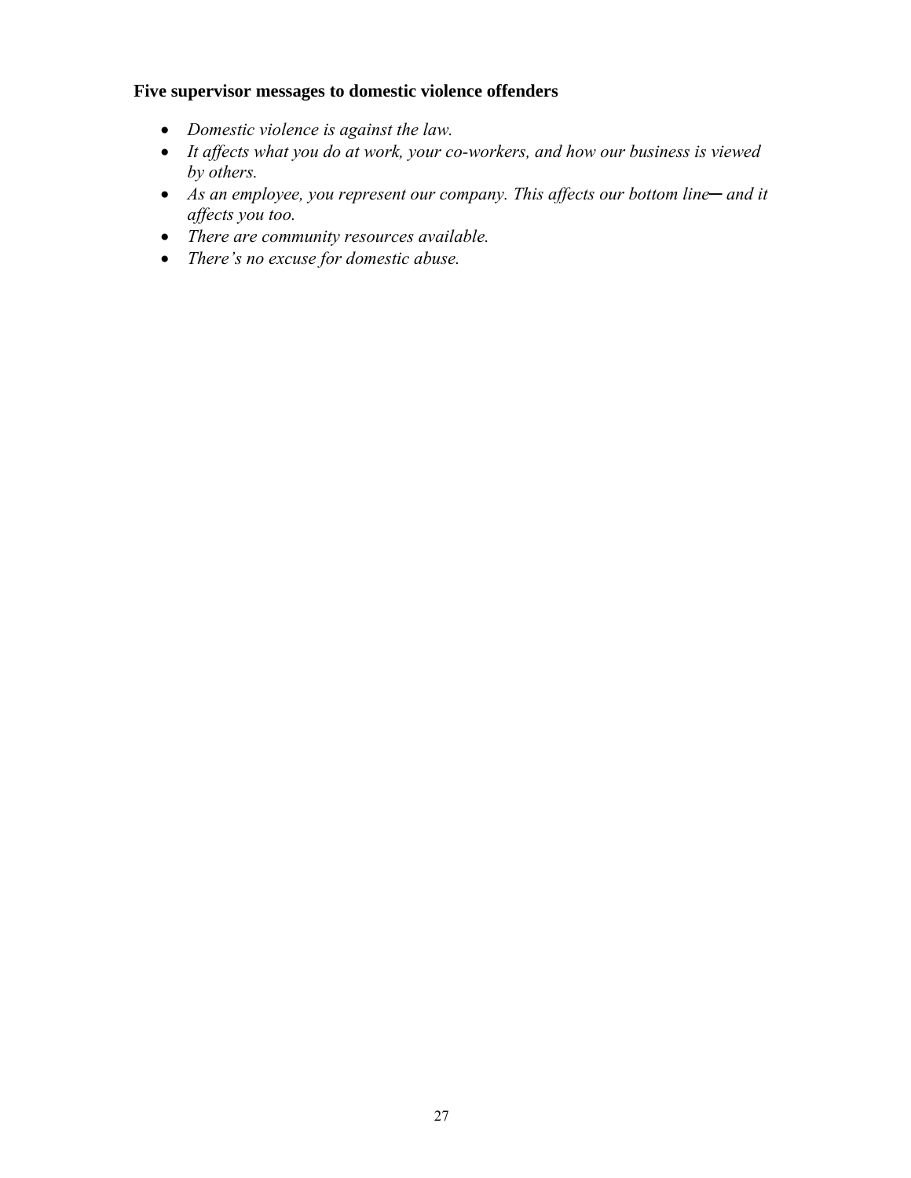**Five supervisor messages to domestic violence offenders**

- *Domestic violence is against the law.*
- *It affects what you do at work, your co-workers, and how our business is viewed by others.*
- *As an employee, you represent our company. This affects our bottom line— and it affects you too.*
- *There are community resources available.*
- *There's no excuse for domestic abuse.*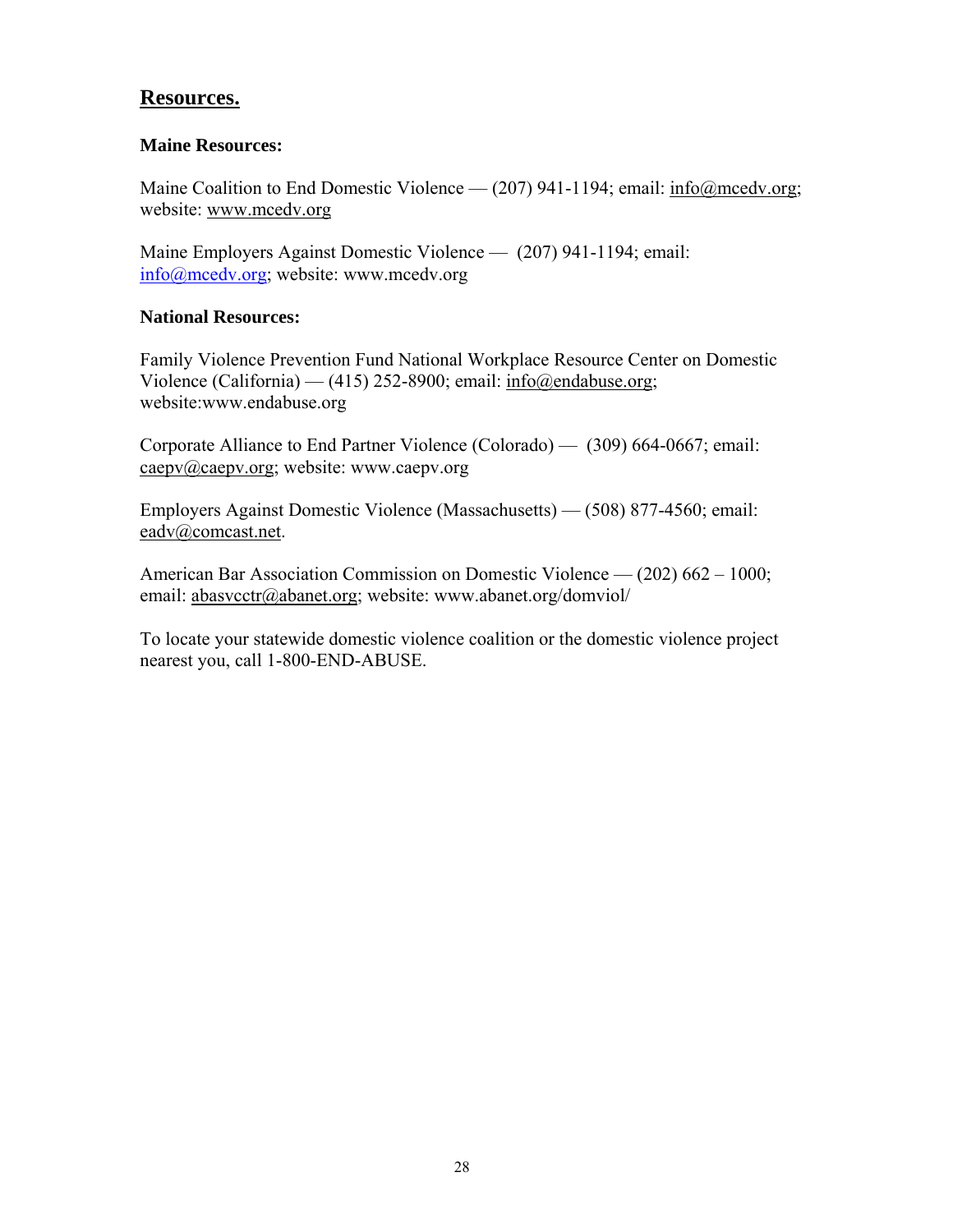## Resources.

**Maine Resources:**

Maine Coalition to End Domestic Violence — (207) 941-1194; email: info@mcedv.org; website: www.mcedv.org

Maine Employers Against Domestic Violence — (207) 941-1194; email: info@mcedv.org; website: www.mcedv.org

**National Resources:**

Family Violence Prevention Fund National Workplace Resource Center on Domestic Violence (California) — (415) 252-8900; email: info@endabuse.org; website:www.endabuse.org

Corporate Alliance to End Partner Violence (Colorado) — (309) 664-0667; email: caepv@caepv.org; website: www.caepv.org

Employers Against Domestic Violence (Massachusetts) — (508) 877-4560; email: eadv@comcast.net.

American Bar Association Commission on Domestic Violence — (202) 662 – 1000; email: abasvcctr@abanet.org; website: www.abanet.org/domviol/

To locate your statewide domestic violence coalition or the domestic violence project nearest you, call 1-800-END-ABUSE.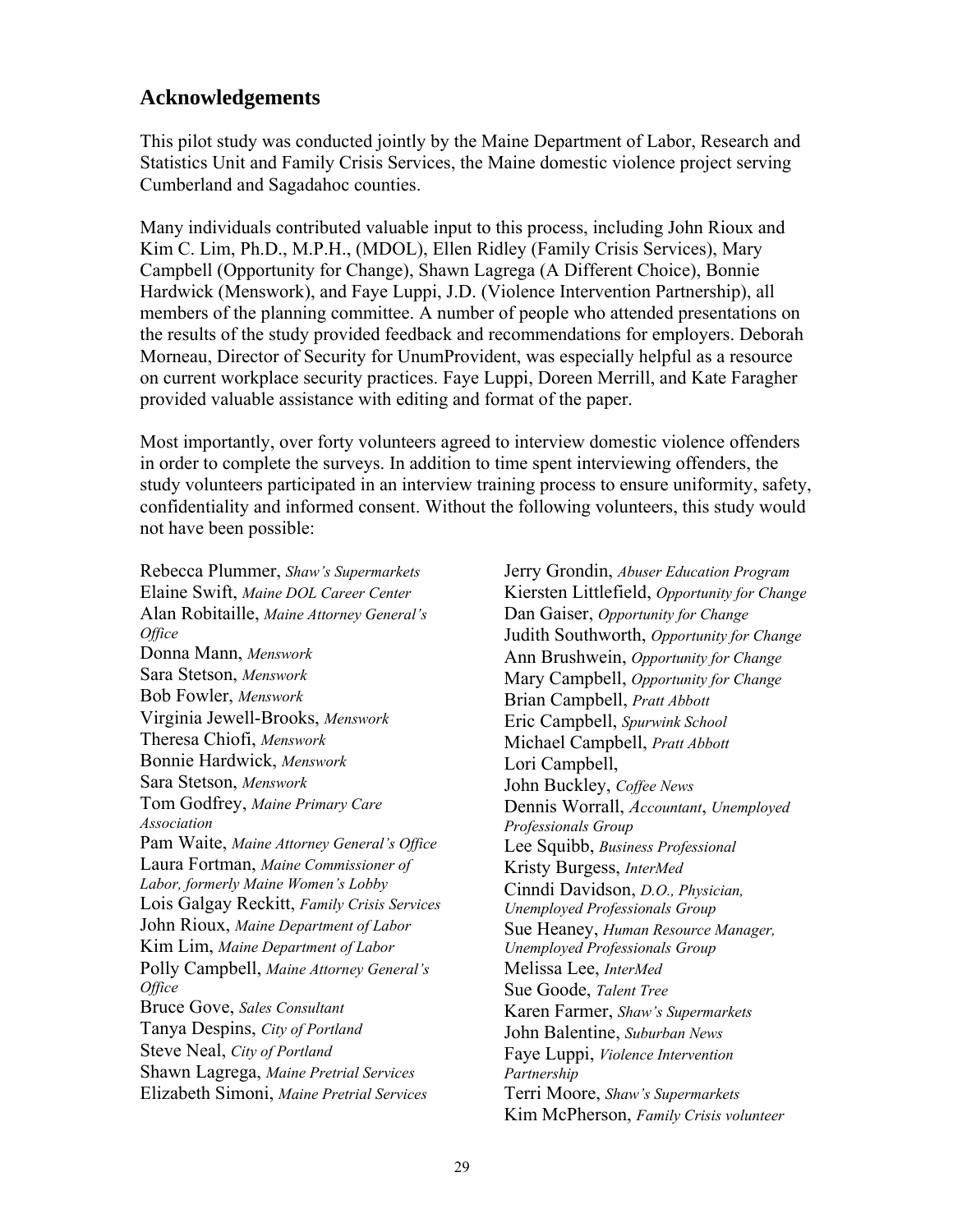## Acknowledgements

This pilot study was conducted jointly by the Maine Department of Labor, Research and Statistics Unit and Family Crisis Services, the Maine domestic violence project serving Cumberland and Sagadahoc counties.

Many individuals contributed valuable input to this process, including John Rioux and Kim C. Lim, Ph.D., M.P.H., (MDOL), Ellen Ridley (Family Crisis Services), Mary Campbell (Opportunity for Change), Shawn Lagrega (A Different Choice), Bonnie Hardwick (Menswork), and Faye Luppi, J.D. (Violence Intervention Partnership), all members of the planning committee. A number of people who attended presentations on the results of the study provided feedback and recommendations for employers. Deborah Morneau, Director of Security for UnumProvident, was especially helpful as a resource on current workplace security practices. Faye Luppi, Doreen Merrill, and Kate Faragher provided valuable assistance with editing and format of the paper.

Most importantly, over forty volunteers agreed to interview domestic violence offenders in order to complete the surveys. In addition to time spent interviewing offenders, the study volunteers participated in an interview training process to ensure uniformity, safety, confidentiality and informed consent. Without the following volunteers, this study would not have been possible:

Rebecca Plummer, *Shaw's Supermarkets*
Elaine Swift, *Maine DOL Career Center*
Alan Robitaille, *Maine Attorney General's Office*
Donna Mann, *Menswork*
Sara Stetson, *Menswork*
Bob Fowler, *Menswork*
Virginia Jewell-Brooks, *Menswork*
Theresa Chiofi, *Menswork*
Bonnie Hardwick, *Menswork*
Sara Stetson, *Menswork*
Tom Godfrey, *Maine Primary Care Association*
Pam Waite, *Maine Attorney General's Office*
Laura Fortman, *Maine Commissioner of Labor, formerly Maine Women's Lobby*
Lois Galgay Reckitt, *Family Crisis Services*
John Rioux, *Maine Department of Labor*
Kim Lim, *Maine Department of Labor*
Polly Campbell, *Maine Attorney General's Office*
Bruce Gove, *Sales Consultant*
Tanya Despins, *City of Portland*
Steve Neal, *City of Portland*
Shawn Lagrega, *Maine Pretrial Services*
Elizabeth Simoni, *Maine Pretrial Services*
Jerry Grondin, *Abuser Education Program*
Kiersten Littlefield, *Opportunity for Change*
Dan Gaiser, *Opportunity for Change*
Judith Southworth, *Opportunity for Change*
Ann Brushwein, *Opportunity for Change*
Mary Campbell, *Opportunity for Change*
Brian Campbell, *Pratt Abbott*
Eric Campbell, *Spurwink School*
Michael Campbell, *Pratt Abbott*
Lori Campbell,
John Buckley, *Coffee News*
Dennis Worrall, *Accountant*, *Unemployed Professionals Group*
Lee Squibb, *Business Professional*
Kristy Burgess, *InterMed*
Cinndi Davidson, *D.O., Physician, Unemployed Professionals Group*
Sue Heaney, *Human Resource Manager, Unemployed Professionals Group*
Melissa Lee, *InterMed*
Sue Goode, *Talent Tree*
Karen Farmer, *Shaw's Supermarkets*
John Balentine, *Suburban News*
Faye Luppi, *Violence Intervention Partnership*
Terri Moore, *Shaw's Supermarkets*
Kim McPherson, *Family Crisis volunteer*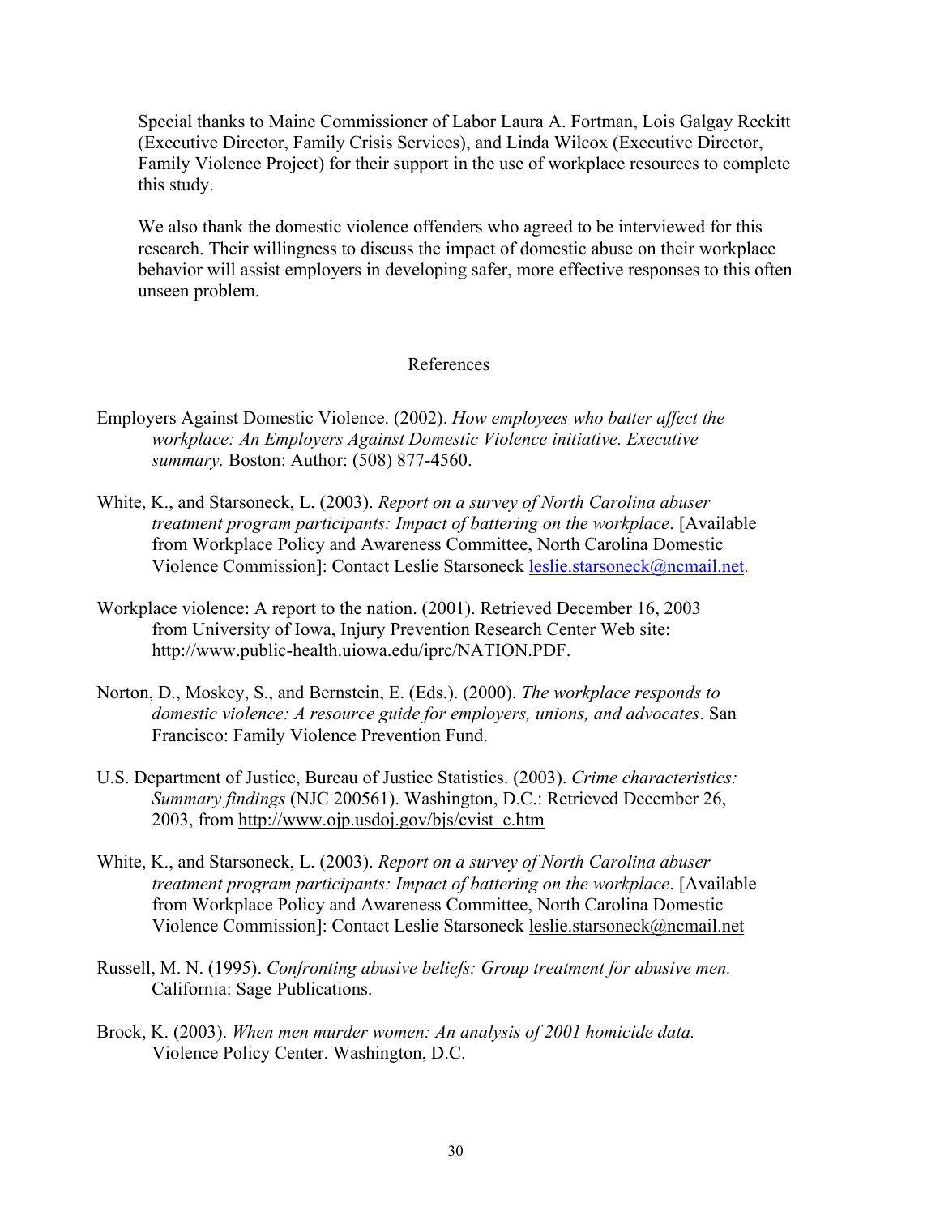Special thanks to Maine Commissioner of Labor Laura A. Fortman, Lois Galgay Reckitt (Executive Director, Family Crisis Services), and Linda Wilcox (Executive Director, Family Violence Project) for their support in the use of workplace resources to complete this study.

We also thank the domestic violence offenders who agreed to be interviewed for this research. Their willingness to discuss the impact of domestic abuse on their workplace behavior will assist employers in developing safer, more effective responses to this often unseen problem.

## References

Employers Against Domestic Violence. (2002). *How employees who batter affect the workplace: An Employers Against Domestic Violence initiative. Executive summary.* Boston: Author: (508) 877-4560.

White, K., and Starsoneck, L. (2003). *Report on a survey of North Carolina abuser treatment program participants: Impact of battering on the workplace*. [Available from Workplace Policy and Awareness Committee, North Carolina Domestic Violence Commission]: Contact Leslie Starsoneck leslie.starsoneck@ncmail.net.

Workplace violence: A report to the nation. (2001). Retrieved December 16, 2003 from University of Iowa, Injury Prevention Research Center Web site: http://www.public-health.uiowa.edu/iprc/NATION.PDF.

Norton, D., Moskey, S., and Bernstein, E. (Eds.). (2000). *The workplace responds to domestic violence: A resource guide for employers, unions, and advocates*. San Francisco: Family Violence Prevention Fund.

U.S. Department of Justice, Bureau of Justice Statistics. (2003). *Crime characteristics: Summary findings* (NJC 200561). Washington, D.C.: Retrieved December 26, 2003, from http://www.ojp.usdoj.gov/bjs/cvist_c.htm

White, K., and Starsoneck, L. (2003). *Report on a survey of North Carolina abuser treatment program participants: Impact of battering on the workplace*. [Available from Workplace Policy and Awareness Committee, North Carolina Domestic Violence Commission]: Contact Leslie Starsoneck leslie.starsoneck@ncmail.net

Russell, M. N. (1995). *Confronting abusive beliefs: Group treatment for abusive men.* California: Sage Publications.

Brock, K. (2003). *When men murder women: An analysis of 2001 homicide data.* Violence Policy Center. Washington, D.C.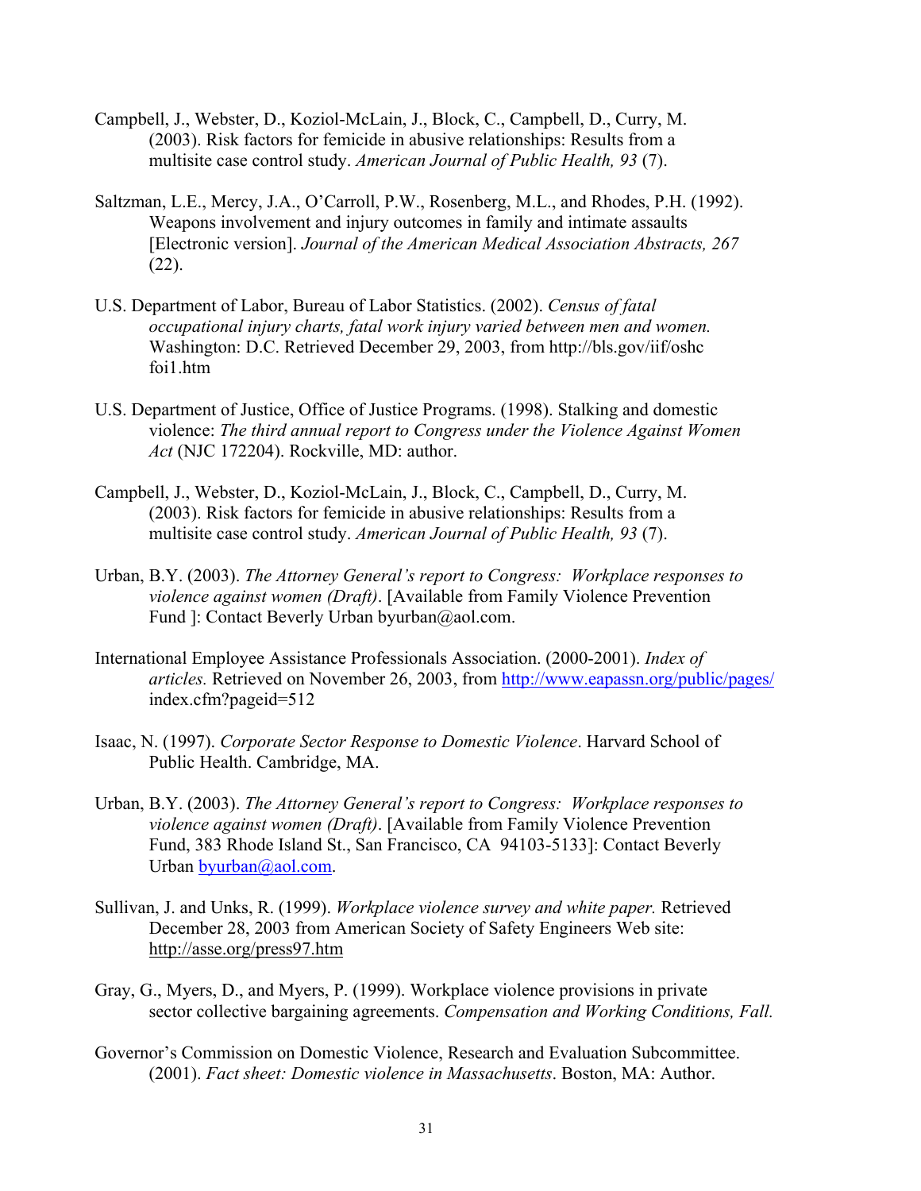Campbell, J., Webster, D., Koziol-McLain, J., Block, C., Campbell, D., Curry, M. (2003). Risk factors for femicide in abusive relationships: Results from a multisite case control study. *American Journal of Public Health, 93* (7).

Saltzman, L.E., Mercy, J.A., O'Carroll, P.W., Rosenberg, M.L., and Rhodes, P.H. (1992). Weapons involvement and injury outcomes in family and intimate assaults [Electronic version]. *Journal of the American Medical Association Abstracts, 267* (22).

U.S. Department of Labor, Bureau of Labor Statistics. (2002). *Census of fatal occupational injury charts, fatal work injury varied between men and women.* Washington: D.C. Retrieved December 29, 2003, from http://bls.gov/iif/oshc foi1.htm

U.S. Department of Justice, Office of Justice Programs. (1998). Stalking and domestic violence: *The third annual report to Congress under the Violence Against Women Act* (NJC 172204). Rockville, MD: author.

Campbell, J., Webster, D., Koziol-McLain, J., Block, C., Campbell, D., Curry, M. (2003). Risk factors for femicide in abusive relationships: Results from a multisite case control study. *American Journal of Public Health, 93* (7).

Urban, B.Y. (2003). *The Attorney General's report to Congress: Workplace responses to violence against women (Draft)*. [Available from Family Violence Prevention Fund ]: Contact Beverly Urban byurban@aol.com.

International Employee Assistance Professionals Association. (2000-2001). *Index of articles.* Retrieved on November 26, 2003, from http://www.eapassn.org/public/pages/ index.cfm?pageid=512

Isaac, N. (1997). *Corporate Sector Response to Domestic Violence*. Harvard School of Public Health. Cambridge, MA.

Urban, B.Y. (2003). *The Attorney General's report to Congress: Workplace responses to violence against women (Draft)*. [Available from Family Violence Prevention Fund, 383 Rhode Island St., San Francisco, CA 94103-5133]: Contact Beverly Urban byurban@aol.com.

Sullivan, J. and Unks, R. (1999). *Workplace violence survey and white paper.* Retrieved December 28, 2003 from American Society of Safety Engineers Web site: http://asse.org/press97.htm

Gray, G., Myers, D., and Myers, P. (1999). Workplace violence provisions in private sector collective bargaining agreements. *Compensation and Working Conditions, Fall.*

Governor's Commission on Domestic Violence, Research and Evaluation Subcommittee. (2001). *Fact sheet: Domestic violence in Massachusetts*. Boston, MA: Author.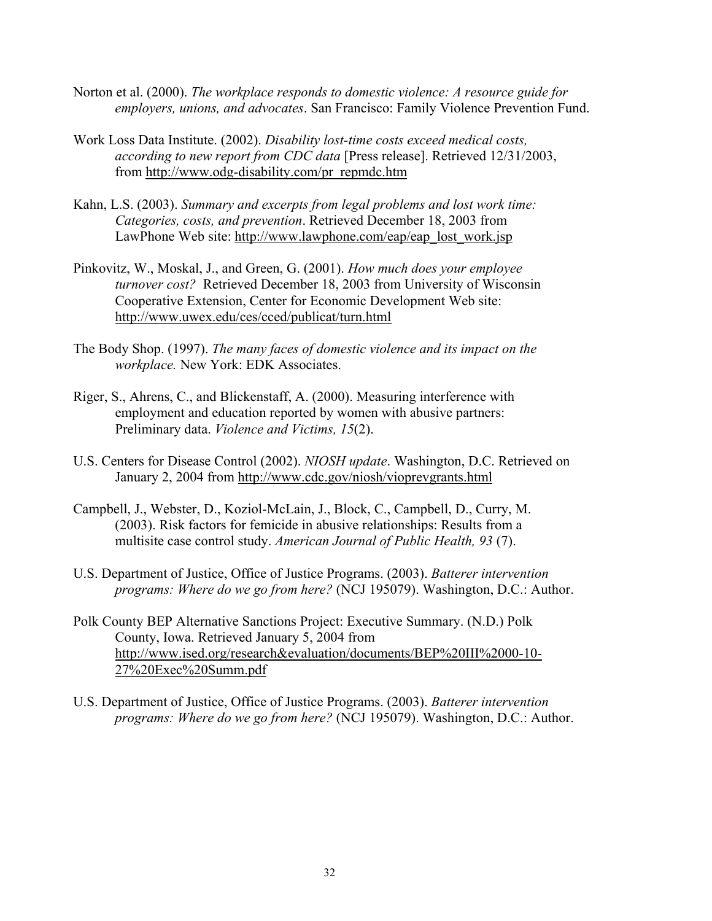Norton et al. (2000). *The workplace responds to domestic violence: A resource guide for employers, unions, and advocates*. San Francisco: Family Violence Prevention Fund.

Work Loss Data Institute. (2002). *Disability lost-time costs exceed medical costs, according to new report from CDC data* [Press release]. Retrieved 12/31/2003, from http://www.odg-disability.com/pr_repmdc.htm

Kahn, L.S. (2003). *Summary and excerpts from legal problems and lost work time: Categories, costs, and prevention*. Retrieved December 18, 2003 from LawPhone Web site: http://www.lawphone.com/eap/eap_lost_work.jsp

Pinkovitz, W., Moskal, J., and Green, G. (2001). *How much does your employee turnover cost?* Retrieved December 18, 2003 from University of Wisconsin Cooperative Extension, Center for Economic Development Web site: http://www.uwex.edu/ces/cced/publicat/turn.html

The Body Shop. (1997). *The many faces of domestic violence and its impact on the workplace.* New York: EDK Associates.

Riger, S., Ahrens, C., and Blickenstaff, A. (2000). Measuring interference with employment and education reported by women with abusive partners: Preliminary data. *Violence and Victims, 15*(2).

U.S. Centers for Disease Control (2002). *NIOSH update*. Washington, D.C. Retrieved on January 2, 2004 from http://www.cdc.gov/niosh/vioprevgrants.html

Campbell, J., Webster, D., Koziol-McLain, J., Block, C., Campbell, D., Curry, M. (2003). Risk factors for femicide in abusive relationships: Results from a multisite case control study. *American Journal of Public Health, 93* (7).

U.S. Department of Justice, Office of Justice Programs. (2003). *Batterer intervention programs: Where do we go from here?* (NCJ 195079). Washington, D.C.: Author.

Polk County BEP Alternative Sanctions Project: Executive Summary. (N.D.) Polk County, Iowa. Retrieved January 5, 2004 from http://www.ised.org/research&evaluation/documents/BEP%20III%2000-10-27%20Exec%20Summ.pdf

U.S. Department of Justice, Office of Justice Programs. (2003). *Batterer intervention programs: Where do we go from here?* (NCJ 195079). Washington, D.C.: Author.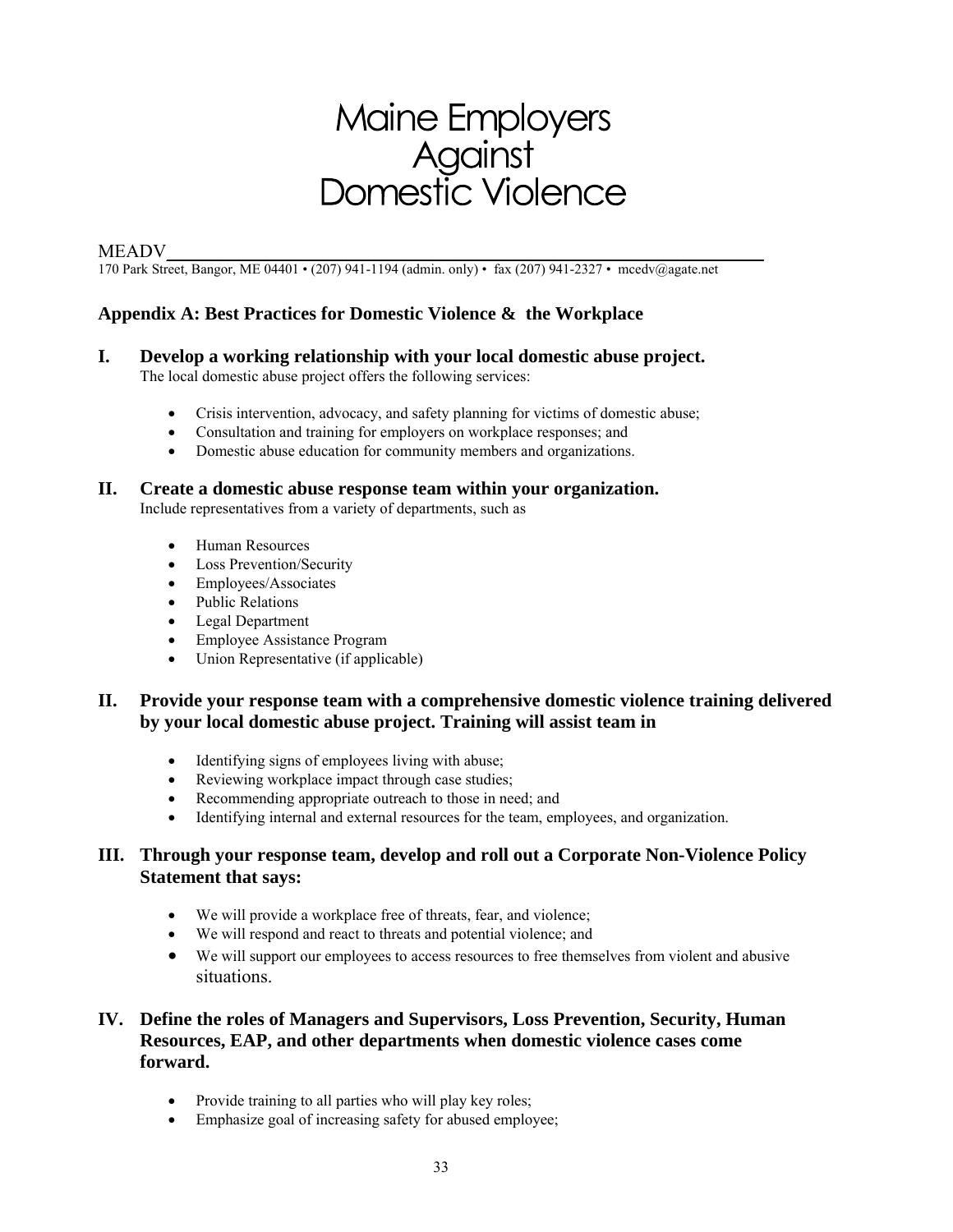# Maine Employers Against Domestic Violence

MEADV

170 Park Street, Bangor, ME 04401 • (207) 941-1194 (admin. only) • fax (207) 941-2327 • mcedv@agate.net

## Appendix A: Best Practices for Domestic Violence & the Workplace

### I. Develop a working relationship with your local domestic abuse project.

The local domestic abuse project offers the following services:

- Crisis intervention, advocacy, and safety planning for victims of domestic abuse;
- Consultation and training for employers on workplace responses; and
- Domestic abuse education for community members and organizations.

### II. Create a domestic abuse response team within your organization.

Include representatives from a variety of departments, such as

- Human Resources
- Loss Prevention/Security
- Employees/Associates
- Public Relations
- Legal Department
- Employee Assistance Program
- Union Representative (if applicable)

### II. Provide your response team with a comprehensive domestic violence training delivered by your local domestic abuse project. Training will assist team in

- Identifying signs of employees living with abuse;
- Reviewing workplace impact through case studies;
- Recommending appropriate outreach to those in need; and
- Identifying internal and external resources for the team, employees, and organization.

### III. Through your response team, develop and roll out a Corporate Non-Violence Policy Statement that says:

- We will provide a workplace free of threats, fear, and violence;
- We will respond and react to threats and potential violence; and
- We will support our employees to access resources to free themselves from violent and abusive situations.

### IV. Define the roles of Managers and Supervisors, Loss Prevention, Security, Human Resources, EAP, and other departments when domestic violence cases come forward.

- Provide training to all parties who will play key roles;
- Emphasize goal of increasing safety for abused employee;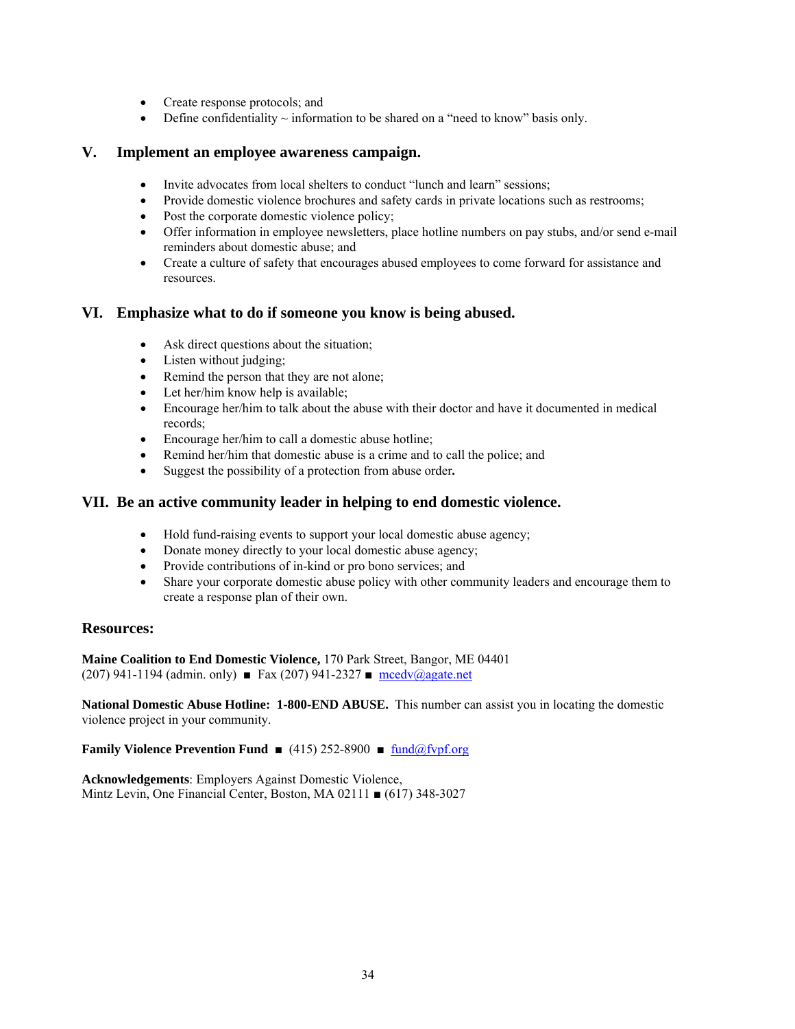- Create response protocols; and
- Define confidentiality ~ information to be shared on a "need to know" basis only.

## V. Implement an employee awareness campaign.

- Invite advocates from local shelters to conduct "lunch and learn" sessions;
- Provide domestic violence brochures and safety cards in private locations such as restrooms;
- Post the corporate domestic violence policy;
- Offer information in employee newsletters, place hotline numbers on pay stubs, and/or send e-mail reminders about domestic abuse; and
- Create a culture of safety that encourages abused employees to come forward for assistance and resources.

## VI. Emphasize what to do if someone you know is being abused.

- Ask direct questions about the situation;
- Listen without judging;
- Remind the person that they are not alone;
- Let her/him know help is available;
- Encourage her/him to talk about the abuse with their doctor and have it documented in medical records;
- Encourage her/him to call a domestic abuse hotline;
- Remind her/him that domestic abuse is a crime and to call the police; and
- Suggest the possibility of a protection from abuse order**.**

## VII. Be an active community leader in helping to end domestic violence.

- Hold fund-raising events to support your local domestic abuse agency;
- Donate money directly to your local domestic abuse agency;
- Provide contributions of in-kind or pro bono services; and
- Share your corporate domestic abuse policy with other community leaders and encourage them to create a response plan of their own.

## Resources:

**Maine Coalition to End Domestic Violence,** 170 Park Street, Bangor, ME 04401
(207) 941-1194 (admin. only) ■ Fax (207) 941-2327 ■ mcedv@agate.net

**National Domestic Abuse Hotline: 1-800-END ABUSE.** This number can assist you in locating the domestic violence project in your community.

**Family Violence Prevention Fund** ■ (415) 252-8900 ■ fund@fvpf.org

**Acknowledgements**: Employers Against Domestic Violence,
Mintz Levin, One Financial Center, Boston, MA 02111 ■ (617) 348-3027